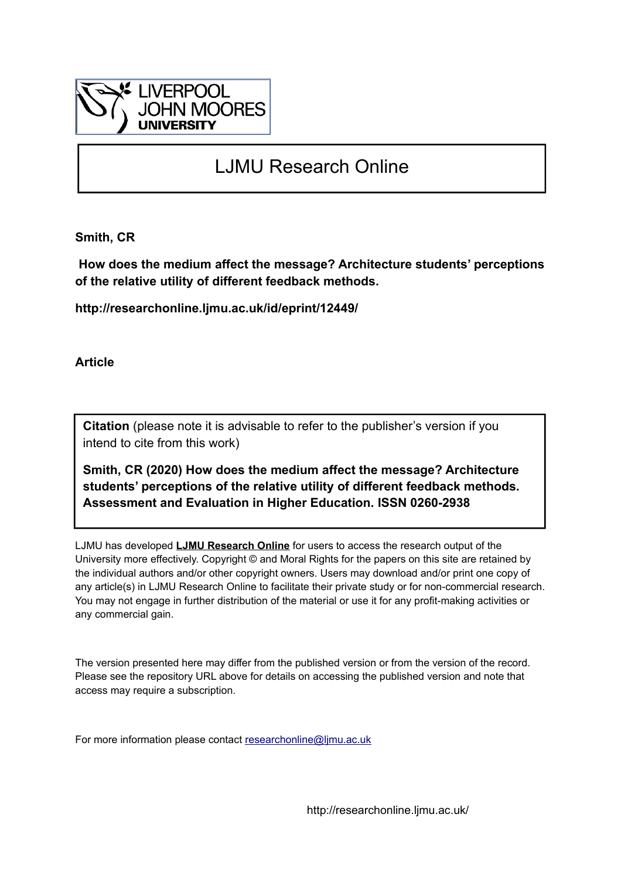LIVERPOOL JOHN MOORES UNIVERSITY

# LJMU Research Online

**Smith, CR**

**How does the medium affect the message? Architecture students' perceptions of the relative utility of different feedback methods.**

**http://researchonline.ljmu.ac.uk/id/eprint/12449/**

**Article**

**Citation** (please note it is advisable to refer to the publisher's version if you intend to cite from this work)

**Smith, CR (2020) How does the medium affect the message? Architecture students' perceptions of the relative utility of different feedback methods. Assessment and Evaluation in Higher Education. ISSN 0260-2938**

LJMU has developed **LJMU Research Online** for users to access the research output of the University more effectively. Copyright © and Moral Rights for the papers on this site are retained by the individual authors and/or other copyright owners. Users may download and/or print one copy of any article(s) in LJMU Research Online to facilitate their private study or for non-commercial research. You may not engage in further distribution of the material or use it for any profit-making activities or any commercial gain.

The version presented here may differ from the published version or from the version of the record. Please see the repository URL above for details on accessing the published version and note that access may require a subscription.

For more information please contact researchonline@ljmu.ac.uk

http://researchonline.ljmu.ac.uk/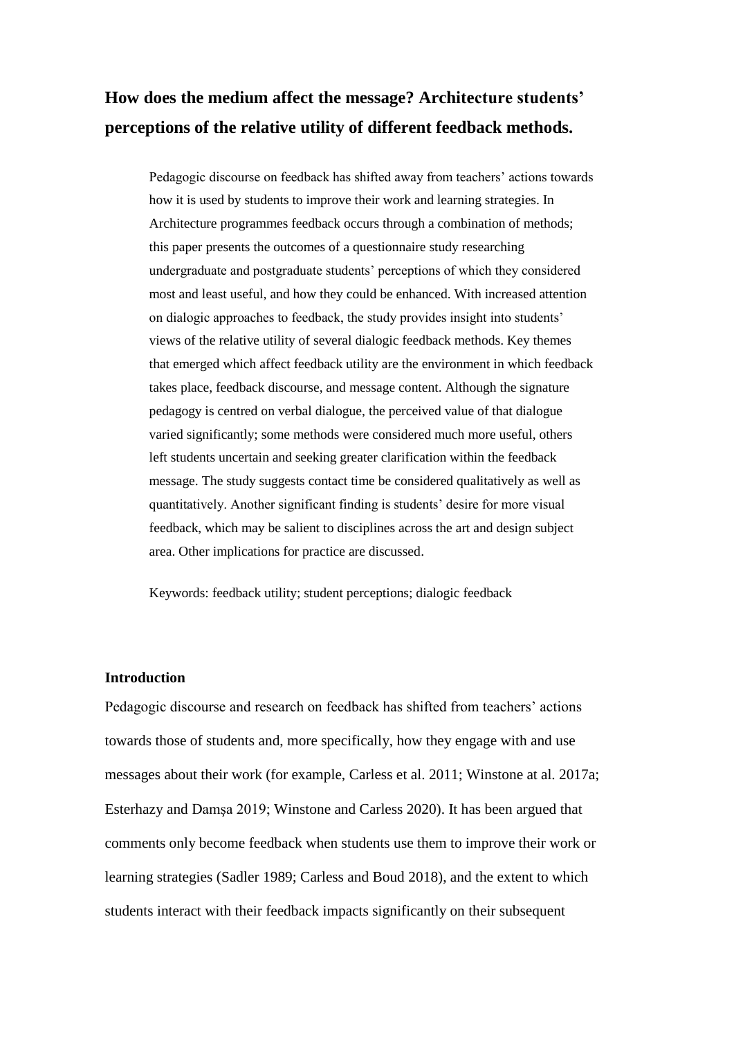# How does the medium affect the message? Architecture students' perceptions of the relative utility of different feedback methods.

Pedagogic discourse on feedback has shifted away from teachers' actions towards how it is used by students to improve their work and learning strategies. In Architecture programmes feedback occurs through a combination of methods; this paper presents the outcomes of a questionnaire study researching undergraduate and postgraduate students' perceptions of which they considered most and least useful, and how they could be enhanced. With increased attention on dialogic approaches to feedback, the study provides insight into students' views of the relative utility of several dialogic feedback methods. Key themes that emerged which affect feedback utility are the environment in which feedback takes place, feedback discourse, and message content. Although the signature pedagogy is centred on verbal dialogue, the perceived value of that dialogue varied significantly; some methods were considered much more useful, others left students uncertain and seeking greater clarification within the feedback message. The study suggests contact time be considered qualitatively as well as quantitatively. Another significant finding is students' desire for more visual feedback, which may be salient to disciplines across the art and design subject area. Other implications for practice are discussed.

Keywords: feedback utility; student perceptions; dialogic feedback

## Introduction

Pedagogic discourse and research on feedback has shifted from teachers' actions towards those of students and, more specifically, how they engage with and use messages about their work (for example, Carless et al. 2011; Winstone at al. 2017a; Esterhazy and Damşa 2019; Winstone and Carless 2020). It has been argued that comments only become feedback when students use them to improve their work or learning strategies (Sadler 1989; Carless and Boud 2018), and the extent to which students interact with their feedback impacts significantly on their subsequent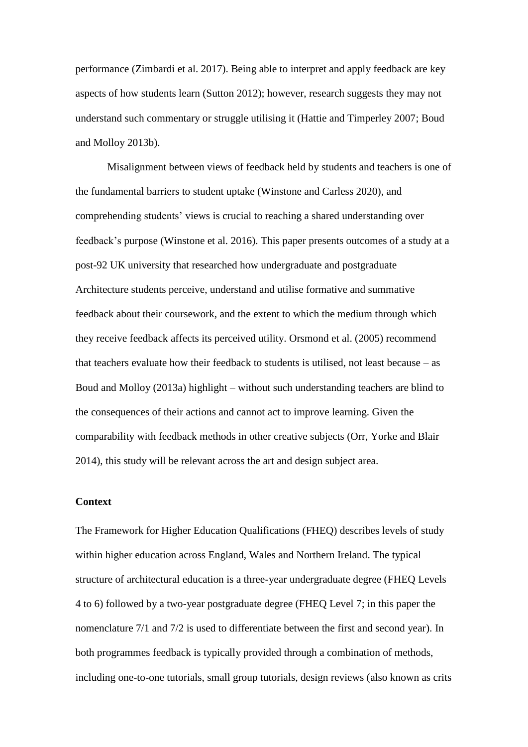performance (Zimbardi et al. 2017). Being able to interpret and apply feedback are key aspects of how students learn (Sutton 2012); however, research suggests they may not understand such commentary or struggle utilising it (Hattie and Timperley 2007; Boud and Molloy 2013b).

Misalignment between views of feedback held by students and teachers is one of the fundamental barriers to student uptake (Winstone and Carless 2020), and comprehending students' views is crucial to reaching a shared understanding over feedback's purpose (Winstone et al. 2016). This paper presents outcomes of a study at a post-92 UK university that researched how undergraduate and postgraduate Architecture students perceive, understand and utilise formative and summative feedback about their coursework, and the extent to which the medium through which they receive feedback affects its perceived utility. Orsmond et al. (2005) recommend that teachers evaluate how their feedback to students is utilised, not least because – as Boud and Molloy (2013a) highlight – without such understanding teachers are blind to the consequences of their actions and cannot act to improve learning. Given the comparability with feedback methods in other creative subjects (Orr, Yorke and Blair 2014), this study will be relevant across the art and design subject area.

## Context

The Framework for Higher Education Qualifications (FHEQ) describes levels of study within higher education across England, Wales and Northern Ireland. The typical structure of architectural education is a three-year undergraduate degree (FHEQ Levels 4 to 6) followed by a two-year postgraduate degree (FHEQ Level 7; in this paper the nomenclature 7/1 and 7/2 is used to differentiate between the first and second year). In both programmes feedback is typically provided through a combination of methods, including one-to-one tutorials, small group tutorials, design reviews (also known as crits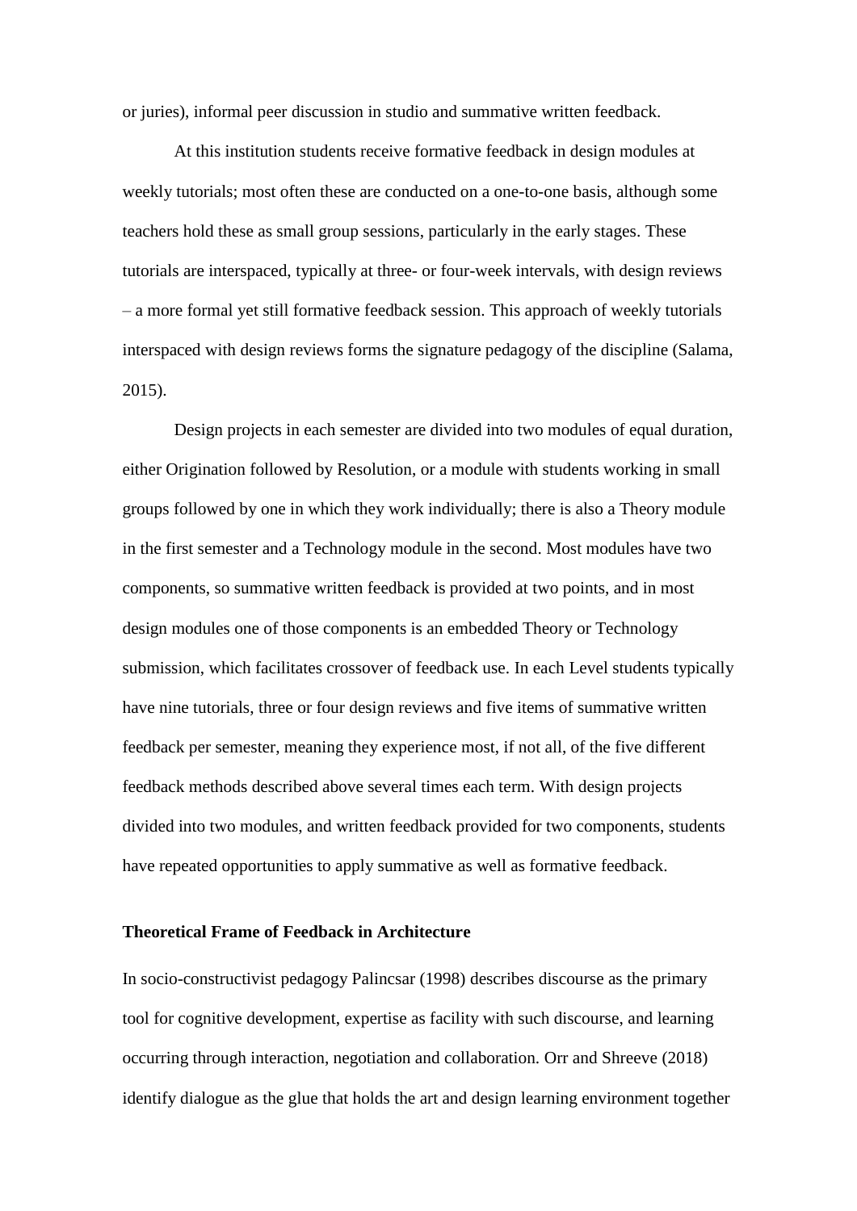or juries), informal peer discussion in studio and summative written feedback.

At this institution students receive formative feedback in design modules at weekly tutorials; most often these are conducted on a one-to-one basis, although some teachers hold these as small group sessions, particularly in the early stages. These tutorials are interspaced, typically at three- or four-week intervals, with design reviews – a more formal yet still formative feedback session. This approach of weekly tutorials interspaced with design reviews forms the signature pedagogy of the discipline (Salama, 2015).

Design projects in each semester are divided into two modules of equal duration, either Origination followed by Resolution, or a module with students working in small groups followed by one in which they work individually; there is also a Theory module in the first semester and a Technology module in the second. Most modules have two components, so summative written feedback is provided at two points, and in most design modules one of those components is an embedded Theory or Technology submission, which facilitates crossover of feedback use. In each Level students typically have nine tutorials, three or four design reviews and five items of summative written feedback per semester, meaning they experience most, if not all, of the five different feedback methods described above several times each term. With design projects divided into two modules, and written feedback provided for two components, students have repeated opportunities to apply summative as well as formative feedback.

## Theoretical Frame of Feedback in Architecture

In socio-constructivist pedagogy Palincsar (1998) describes discourse as the primary tool for cognitive development, expertise as facility with such discourse, and learning occurring through interaction, negotiation and collaboration. Orr and Shreeve (2018) identify dialogue as the glue that holds the art and design learning environment together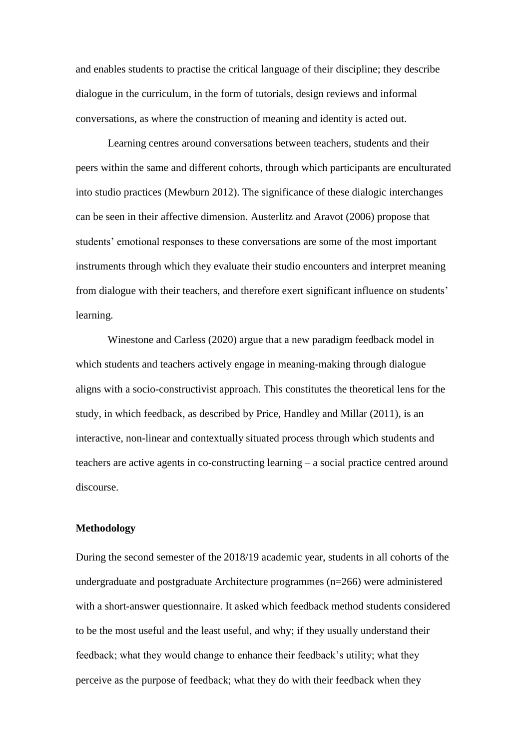and enables students to practise the critical language of their discipline; they describe dialogue in the curriculum, in the form of tutorials, design reviews and informal conversations, as where the construction of meaning and identity is acted out.

Learning centres around conversations between teachers, students and their peers within the same and different cohorts, through which participants are enculturated into studio practices (Mewburn 2012). The significance of these dialogic interchanges can be seen in their affective dimension. Austerlitz and Aravot (2006) propose that students' emotional responses to these conversations are some of the most important instruments through which they evaluate their studio encounters and interpret meaning from dialogue with their teachers, and therefore exert significant influence on students' learning.

Winestone and Carless (2020) argue that a new paradigm feedback model in which students and teachers actively engage in meaning-making through dialogue aligns with a socio-constructivist approach. This constitutes the theoretical lens for the study, in which feedback, as described by Price, Handley and Millar (2011), is an interactive, non-linear and contextually situated process through which students and teachers are active agents in co-constructing learning – a social practice centred around discourse.

**Methodology**

During the second semester of the 2018/19 academic year, students in all cohorts of the undergraduate and postgraduate Architecture programmes (n=266) were administered with a short-answer questionnaire. It asked which feedback method students considered to be the most useful and the least useful, and why; if they usually understand their feedback; what they would change to enhance their feedback's utility; what they perceive as the purpose of feedback; what they do with their feedback when they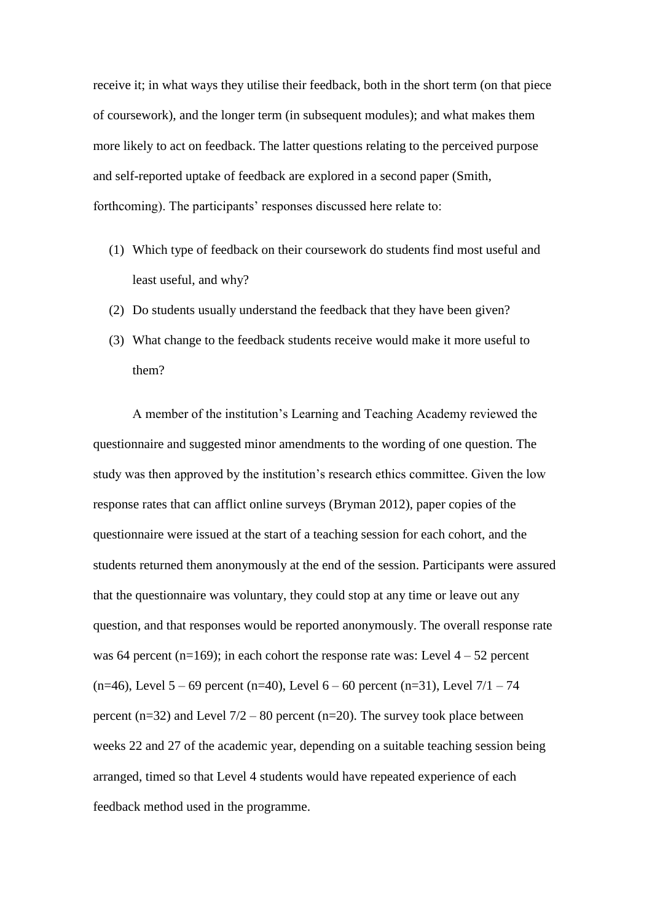receive it; in what ways they utilise their feedback, both in the short term (on that piece of coursework), and the longer term (in subsequent modules); and what makes them more likely to act on feedback. The latter questions relating to the perceived purpose and self-reported uptake of feedback are explored in a second paper (Smith, forthcoming). The participants' responses discussed here relate to:

(1) Which type of feedback on their coursework do students find most useful and least useful, and why?
(2) Do students usually understand the feedback that they have been given?
(3) What change to the feedback students receive would make it more useful to them?

A member of the institution's Learning and Teaching Academy reviewed the questionnaire and suggested minor amendments to the wording of one question. The study was then approved by the institution's research ethics committee. Given the low response rates that can afflict online surveys (Bryman 2012), paper copies of the questionnaire were issued at the start of a teaching session for each cohort, and the students returned them anonymously at the end of the session. Participants were assured that the questionnaire was voluntary, they could stop at any time or leave out any question, and that responses would be reported anonymously. The overall response rate was 64 percent (n=169); in each cohort the response rate was: Level 4 – 52 percent (n=46), Level 5 – 69 percent (n=40), Level 6 – 60 percent (n=31), Level 7/1 – 74 percent (n=32) and Level 7/2 – 80 percent (n=20). The survey took place between weeks 22 and 27 of the academic year, depending on a suitable teaching session being arranged, timed so that Level 4 students would have repeated experience of each feedback method used in the programme.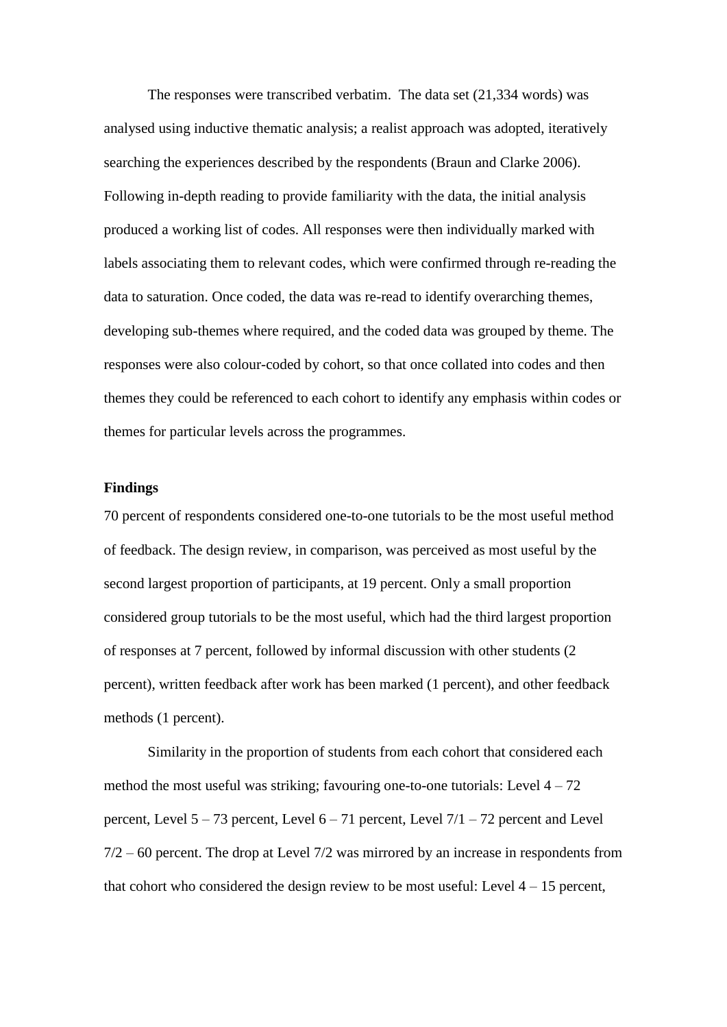The responses were transcribed verbatim. The data set (21,334 words) was analysed using inductive thematic analysis; a realist approach was adopted, iteratively searching the experiences described by the respondents (Braun and Clarke 2006). Following in-depth reading to provide familiarity with the data, the initial analysis produced a working list of codes. All responses were then individually marked with labels associating them to relevant codes, which were confirmed through re-reading the data to saturation. Once coded, the data was re-read to identify overarching themes, developing sub-themes where required, and the coded data was grouped by theme. The responses were also colour-coded by cohort, so that once collated into codes and then themes they could be referenced to each cohort to identify any emphasis within codes or themes for particular levels across the programmes.

**Findings**

70 percent of respondents considered one-to-one tutorials to be the most useful method of feedback. The design review, in comparison, was perceived as most useful by the second largest proportion of participants, at 19 percent. Only a small proportion considered group tutorials to be the most useful, which had the third largest proportion of responses at 7 percent, followed by informal discussion with other students (2 percent), written feedback after work has been marked (1 percent), and other feedback methods (1 percent).

Similarity in the proportion of students from each cohort that considered each method the most useful was striking; favouring one-to-one tutorials: Level 4 – 72 percent, Level 5 – 73 percent, Level 6 – 71 percent, Level 7/1 – 72 percent and Level 7/2 – 60 percent. The drop at Level 7/2 was mirrored by an increase in respondents from that cohort who considered the design review to be most useful: Level 4 – 15 percent,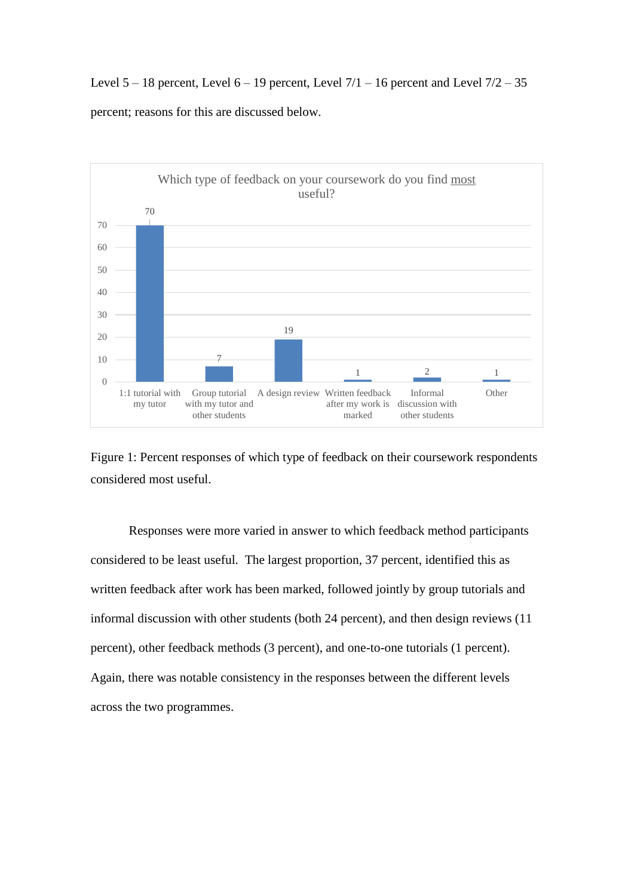Level 5 – 18 percent, Level 6 – 19 percent, Level 7/1 – 16 percent and Level 7/2 – 35 percent; reasons for this are discussed below.

Which type of feedback on your coursework do you find most useful?

| Feedback type | Percent |
|---|---|
| 1:1 tutorial with my tutor | 70 |
| Group tutorial with my tutor and other students | 7 |
| A design review | 19 |
| Written feedback after my work is marked | 1 |
| Informal discussion with other students | 2 |
| Other | 1 |

Figure 1: Percent responses of which type of feedback on their coursework respondents considered most useful.

Responses were more varied in answer to which feedback method participants considered to be least useful. The largest proportion, 37 percent, identified this as written feedback after work has been marked, followed jointly by group tutorials and informal discussion with other students (both 24 percent), and then design reviews (11 percent), other feedback methods (3 percent), and one-to-one tutorials (1 percent). Again, there was notable consistency in the responses between the different levels across the two programmes.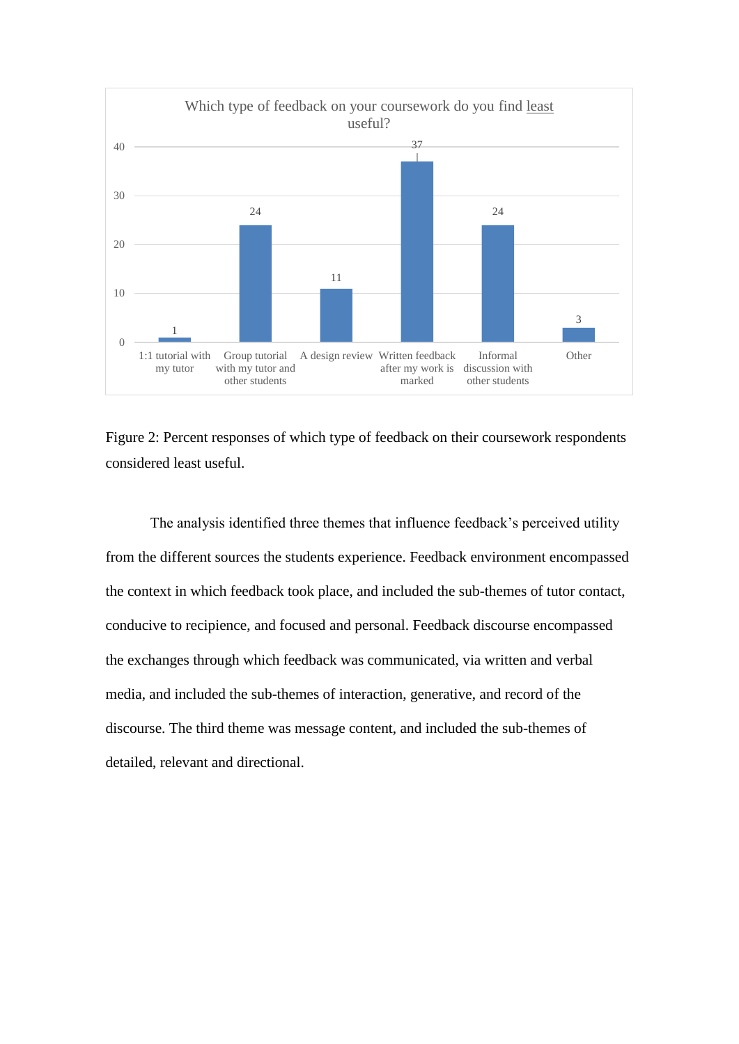Which type of feedback on your coursework do you find least useful?

| 1:1 tutorial with my tutor | Group tutorial with my tutor and other students | A design review | Written feedback after my work is marked | Informal discussion with other students | Other |
| --- | --- | --- | --- | --- | --- |
| 1 | 24 | 11 | 37 | 24 | 3 |

Figure 2: Percent responses of which type of feedback on their coursework respondents considered least useful.

The analysis identified three themes that influence feedback's perceived utility from the different sources the students experience. Feedback environment encompassed the context in which feedback took place, and included the sub-themes of tutor contact, conducive to recipience, and focused and personal. Feedback discourse encompassed the exchanges through which feedback was communicated, via written and verbal media, and included the sub-themes of interaction, generative, and record of the discourse. The third theme was message content, and included the sub-themes of detailed, relevant and directional.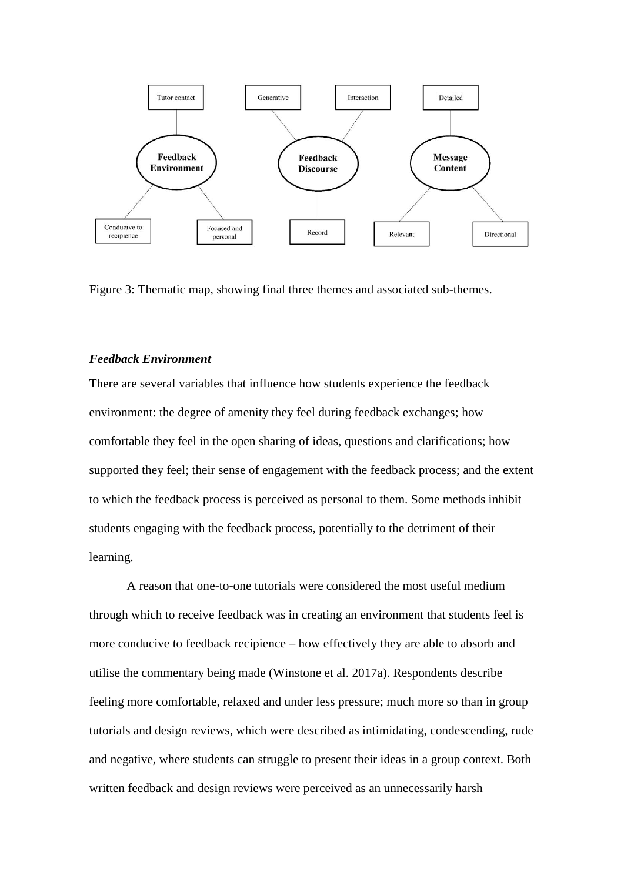Figure 3: Thematic map, showing final three themes and associated sub-themes.

### *Feedback Environment*

There are several variables that influence how students experience the feedback environment: the degree of amenity they feel during feedback exchanges; how comfortable they feel in the open sharing of ideas, questions and clarifications; how supported they feel; their sense of engagement with the feedback process; and the extent to which the feedback process is perceived as personal to them. Some methods inhibit students engaging with the feedback process, potentially to the detriment of their learning.

A reason that one-to-one tutorials were considered the most useful medium through which to receive feedback was in creating an environment that students feel is more conducive to feedback recipience – how effectively they are able to absorb and utilise the commentary being made (Winstone et al. 2017a). Respondents describe feeling more comfortable, relaxed and under less pressure; much more so than in group tutorials and design reviews, which were described as intimidating, condescending, rude and negative, where students can struggle to present their ideas in a group context. Both written feedback and design reviews were perceived as an unnecessarily harsh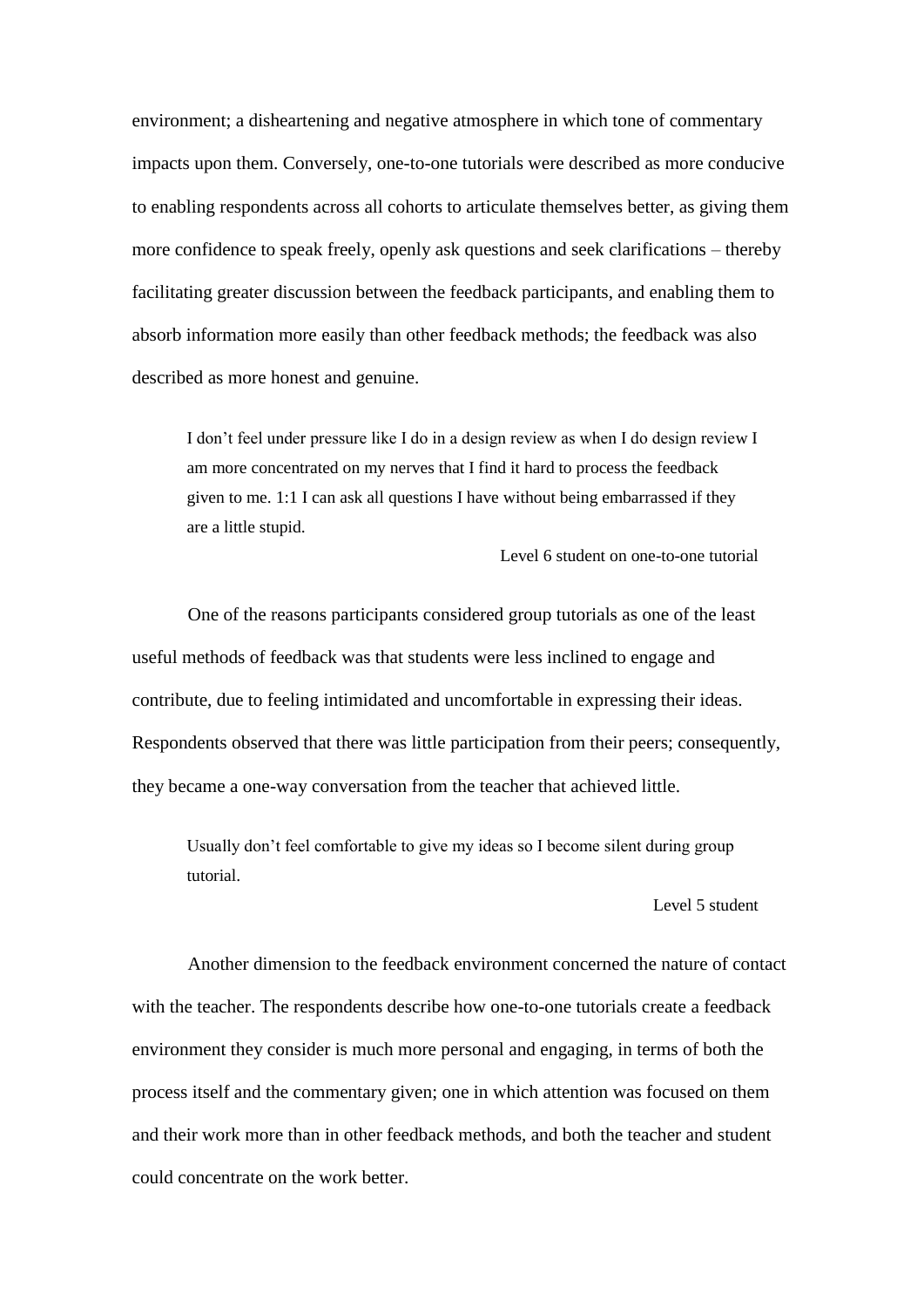environment; a disheartening and negative atmosphere in which tone of commentary impacts upon them. Conversely, one-to-one tutorials were described as more conducive to enabling respondents across all cohorts to articulate themselves better, as giving them more confidence to speak freely, openly ask questions and seek clarifications – thereby facilitating greater discussion between the feedback participants, and enabling them to absorb information more easily than other feedback methods; the feedback was also described as more honest and genuine.

> I don't feel under pressure like I do in a design review as when I do design review I am more concentrated on my nerves that I find it hard to process the feedback given to me. 1:1 I can ask all questions I have without being embarrassed if they are a little stupid.
>
> Level 6 student on one-to-one tutorial

One of the reasons participants considered group tutorials as one of the least useful methods of feedback was that students were less inclined to engage and contribute, due to feeling intimidated and uncomfortable in expressing their ideas. Respondents observed that there was little participation from their peers; consequently, they became a one-way conversation from the teacher that achieved little.

> Usually don't feel comfortable to give my ideas so I become silent during group tutorial.
>
> Level 5 student

Another dimension to the feedback environment concerned the nature of contact with the teacher. The respondents describe how one-to-one tutorials create a feedback environment they consider is much more personal and engaging, in terms of both the process itself and the commentary given; one in which attention was focused on them and their work more than in other feedback methods, and both the teacher and student could concentrate on the work better.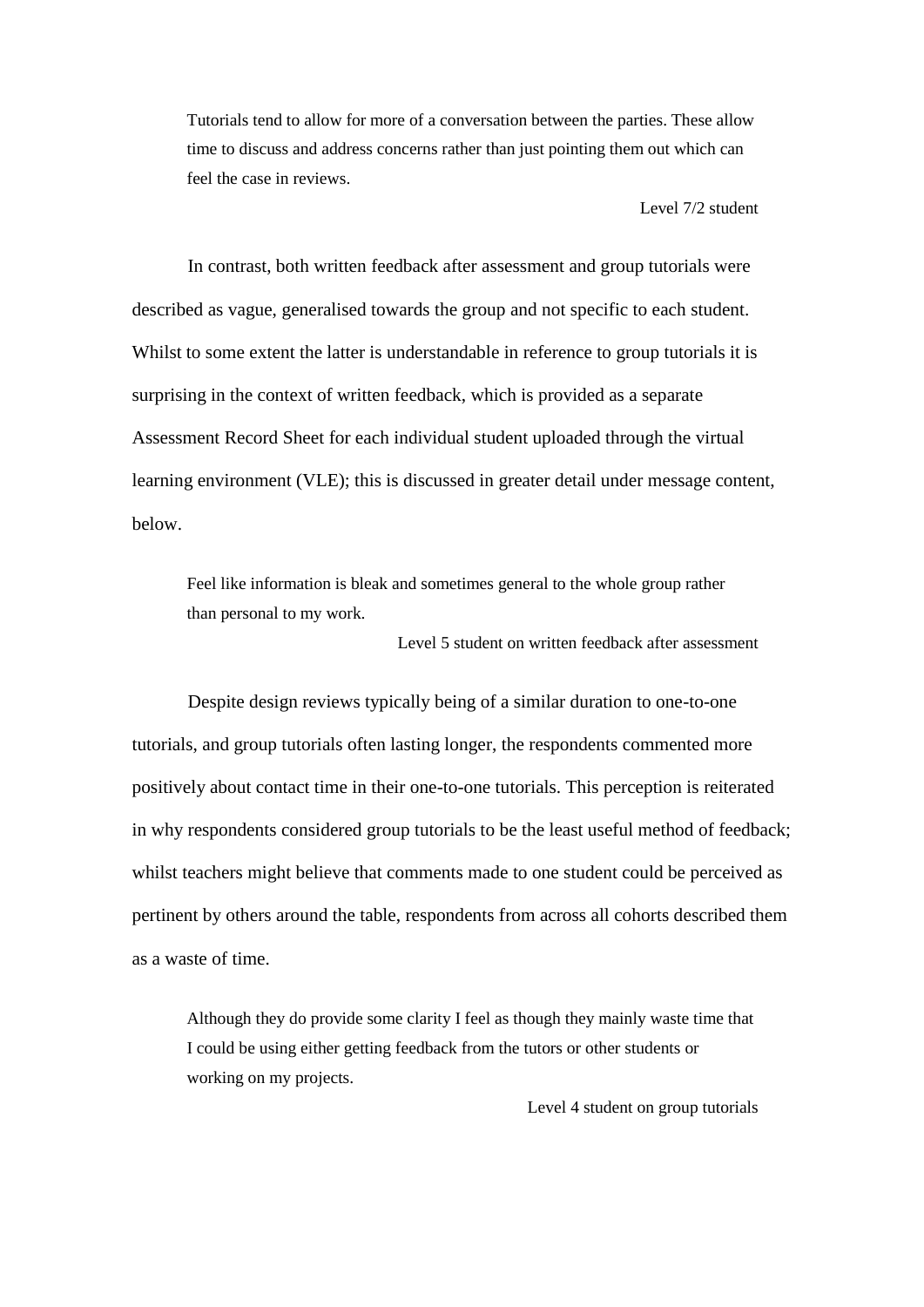> Tutorials tend to allow for more of a conversation between the parties. These allow time to discuss and address concerns rather than just pointing them out which can feel the case in reviews.
>
> Level 7/2 student

In contrast, both written feedback after assessment and group tutorials were described as vague, generalised towards the group and not specific to each student. Whilst to some extent the latter is understandable in reference to group tutorials it is surprising in the context of written feedback, which is provided as a separate Assessment Record Sheet for each individual student uploaded through the virtual learning environment (VLE); this is discussed in greater detail under message content, below.

> Feel like information is bleak and sometimes general to the whole group rather than personal to my work.
>
> Level 5 student on written feedback after assessment

Despite design reviews typically being of a similar duration to one-to-one tutorials, and group tutorials often lasting longer, the respondents commented more positively about contact time in their one-to-one tutorials. This perception is reiterated in why respondents considered group tutorials to be the least useful method of feedback; whilst teachers might believe that comments made to one student could be perceived as pertinent by others around the table, respondents from across all cohorts described them as a waste of time.

> Although they do provide some clarity I feel as though they mainly waste time that I could be using either getting feedback from the tutors or other students or working on my projects.
>
> Level 4 student on group tutorials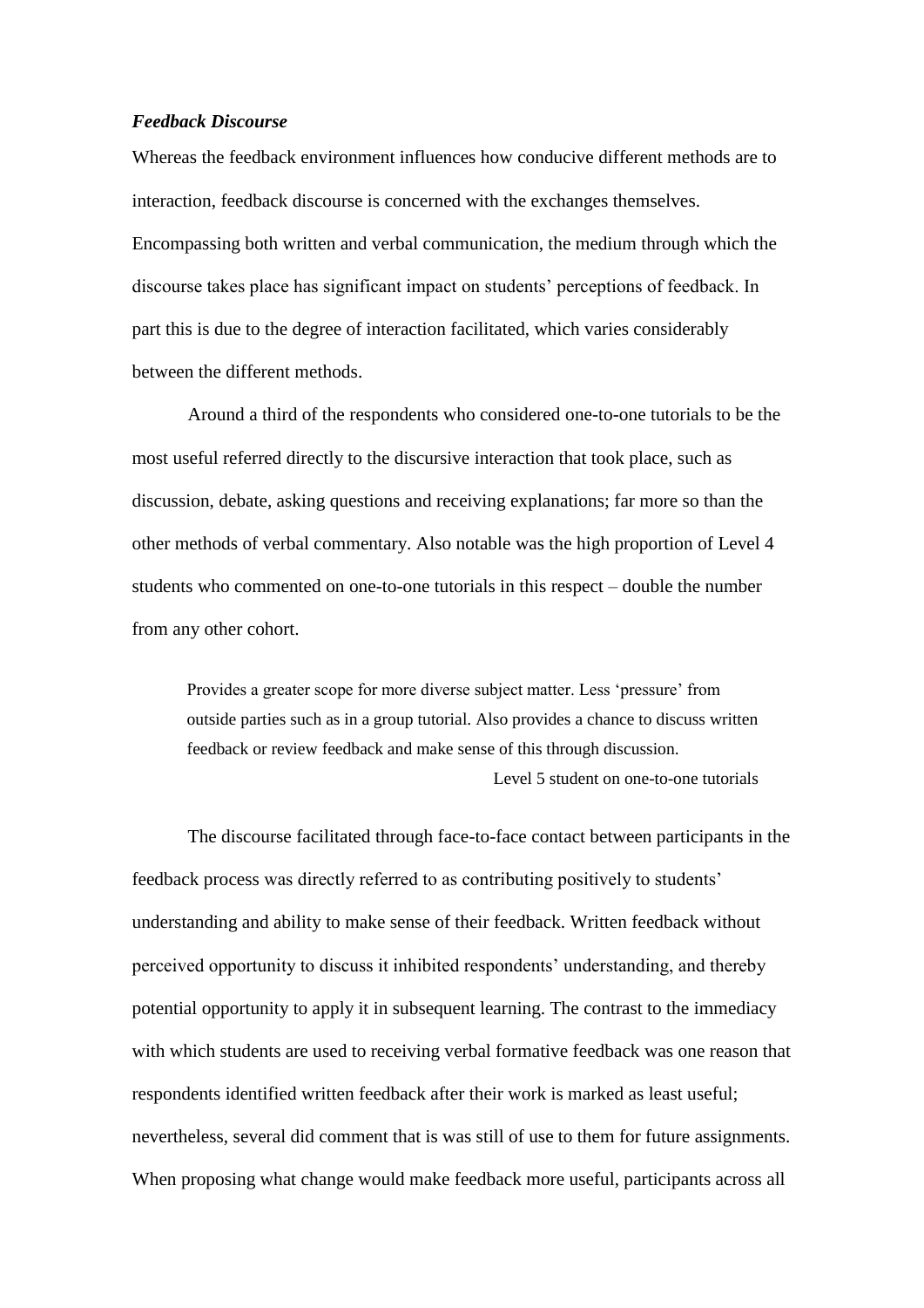### *Feedback Discourse*

Whereas the feedback environment influences how conducive different methods are to interaction, feedback discourse is concerned with the exchanges themselves. Encompassing both written and verbal communication, the medium through which the discourse takes place has significant impact on students' perceptions of feedback. In part this is due to the degree of interaction facilitated, which varies considerably between the different methods.

Around a third of the respondents who considered one-to-one tutorials to be the most useful referred directly to the discursive interaction that took place, such as discussion, debate, asking questions and receiving explanations; far more so than the other methods of verbal commentary. Also notable was the high proportion of Level 4 students who commented on one-to-one tutorials in this respect – double the number from any other cohort.

> Provides a greater scope for more diverse subject matter. Less 'pressure' from outside parties such as in a group tutorial. Also provides a chance to discuss written feedback or review feedback and make sense of this through discussion.
>
> Level 5 student on one-to-one tutorials

The discourse facilitated through face-to-face contact between participants in the feedback process was directly referred to as contributing positively to students' understanding and ability to make sense of their feedback. Written feedback without perceived opportunity to discuss it inhibited respondents' understanding, and thereby potential opportunity to apply it in subsequent learning. The contrast to the immediacy with which students are used to receiving verbal formative feedback was one reason that respondents identified written feedback after their work is marked as least useful; nevertheless, several did comment that is was still of use to them for future assignments. When proposing what change would make feedback more useful, participants across all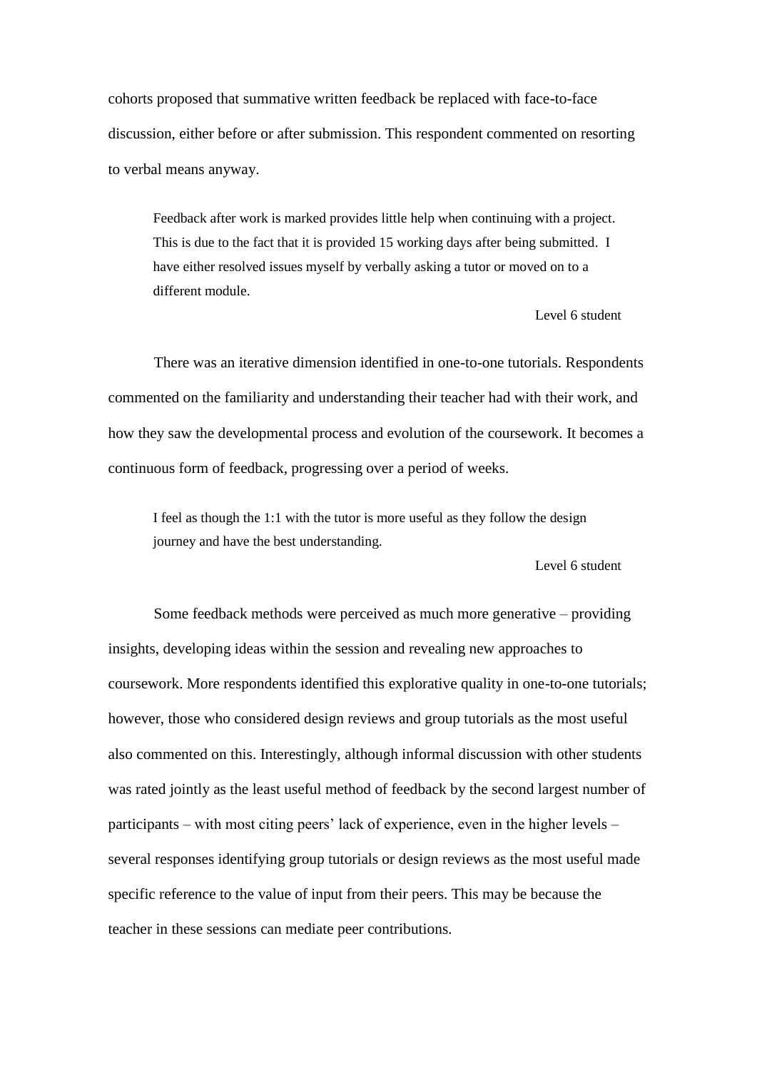cohorts proposed that summative written feedback be replaced with face-to-face discussion, either before or after submission. This respondent commented on resorting to verbal means anyway.

> Feedback after work is marked provides little help when continuing with a project. This is due to the fact that it is provided 15 working days after being submitted. I have either resolved issues myself by verbally asking a tutor or moved on to a different module.
>
> Level 6 student

There was an iterative dimension identified in one-to-one tutorials. Respondents commented on the familiarity and understanding their teacher had with their work, and how they saw the developmental process and evolution of the coursework. It becomes a continuous form of feedback, progressing over a period of weeks.

> I feel as though the 1:1 with the tutor is more useful as they follow the design journey and have the best understanding.
>
> Level 6 student

Some feedback methods were perceived as much more generative – providing insights, developing ideas within the session and revealing new approaches to coursework. More respondents identified this explorative quality in one-to-one tutorials; however, those who considered design reviews and group tutorials as the most useful also commented on this. Interestingly, although informal discussion with other students was rated jointly as the least useful method of feedback by the second largest number of participants – with most citing peers' lack of experience, even in the higher levels – several responses identifying group tutorials or design reviews as the most useful made specific reference to the value of input from their peers. This may be because the teacher in these sessions can mediate peer contributions.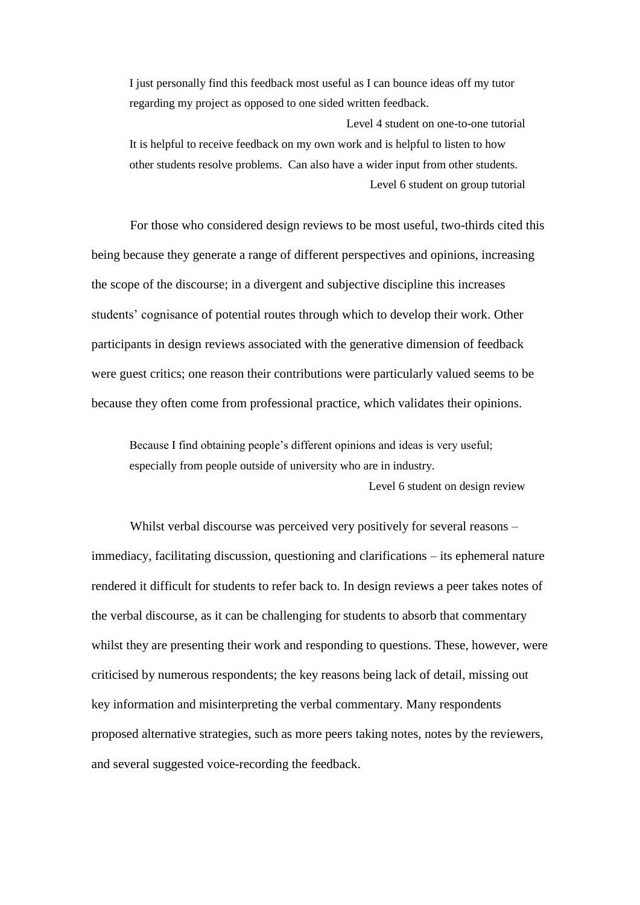> I just personally find this feedback most useful as I can bounce ideas off my tutor regarding my project as opposed to one sided written feedback.
>
> Level 4 student on one-to-one tutorial

> It is helpful to receive feedback on my own work and is helpful to listen to how other students resolve problems. Can also have a wider input from other students.
>
> Level 6 student on group tutorial

For those who considered design reviews to be most useful, two-thirds cited this being because they generate a range of different perspectives and opinions, increasing the scope of the discourse; in a divergent and subjective discipline this increases students' cognisance of potential routes through which to develop their work. Other participants in design reviews associated with the generative dimension of feedback were guest critics; one reason their contributions were particularly valued seems to be because they often come from professional practice, which validates their opinions.

> Because I find obtaining people's different opinions and ideas is very useful; especially from people outside of university who are in industry.
>
> Level 6 student on design review

Whilst verbal discourse was perceived very positively for several reasons – immediacy, facilitating discussion, questioning and clarifications – its ephemeral nature rendered it difficult for students to refer back to. In design reviews a peer takes notes of the verbal discourse, as it can be challenging for students to absorb that commentary whilst they are presenting their work and responding to questions. These, however, were criticised by numerous respondents; the key reasons being lack of detail, missing out key information and misinterpreting the verbal commentary. Many respondents proposed alternative strategies, such as more peers taking notes, notes by the reviewers, and several suggested voice-recording the feedback.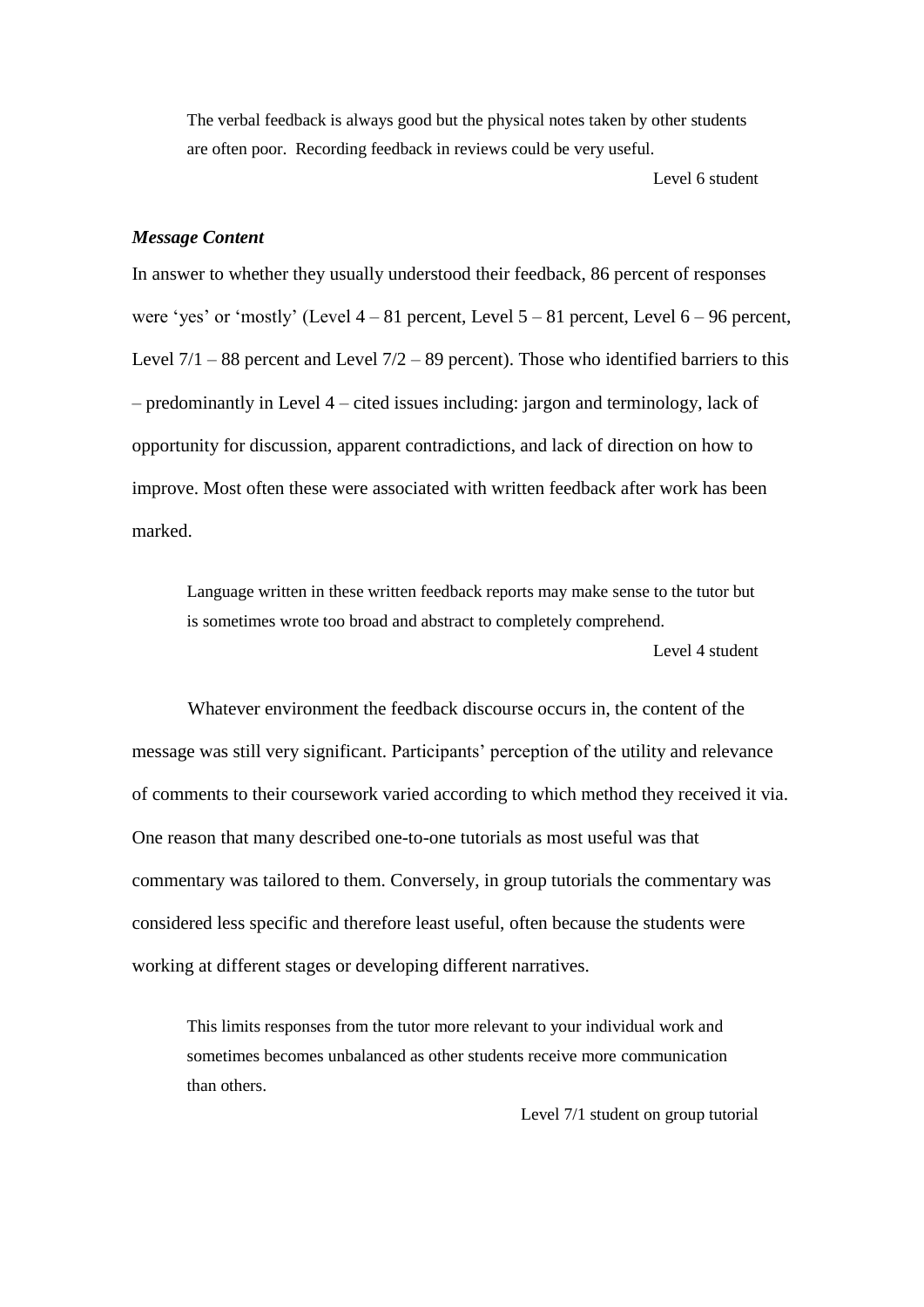> The verbal feedback is always good but the physical notes taken by other students are often poor. Recording feedback in reviews could be very useful.
>
> Level 6 student

### *Message Content*

In answer to whether they usually understood their feedback, 86 percent of responses were 'yes' or 'mostly' (Level 4 – 81 percent, Level 5 – 81 percent, Level 6 – 96 percent, Level 7/1 – 88 percent and Level 7/2 – 89 percent). Those who identified barriers to this – predominantly in Level 4 – cited issues including: jargon and terminology, lack of opportunity for discussion, apparent contradictions, and lack of direction on how to improve. Most often these were associated with written feedback after work has been marked.

> Language written in these written feedback reports may make sense to the tutor but is sometimes wrote too broad and abstract to completely comprehend.
>
> Level 4 student

Whatever environment the feedback discourse occurs in, the content of the message was still very significant. Participants' perception of the utility and relevance of comments to their coursework varied according to which method they received it via. One reason that many described one-to-one tutorials as most useful was that commentary was tailored to them. Conversely, in group tutorials the commentary was considered less specific and therefore least useful, often because the students were working at different stages or developing different narratives.

> This limits responses from the tutor more relevant to your individual work and sometimes becomes unbalanced as other students receive more communication than others.
>
> Level 7/1 student on group tutorial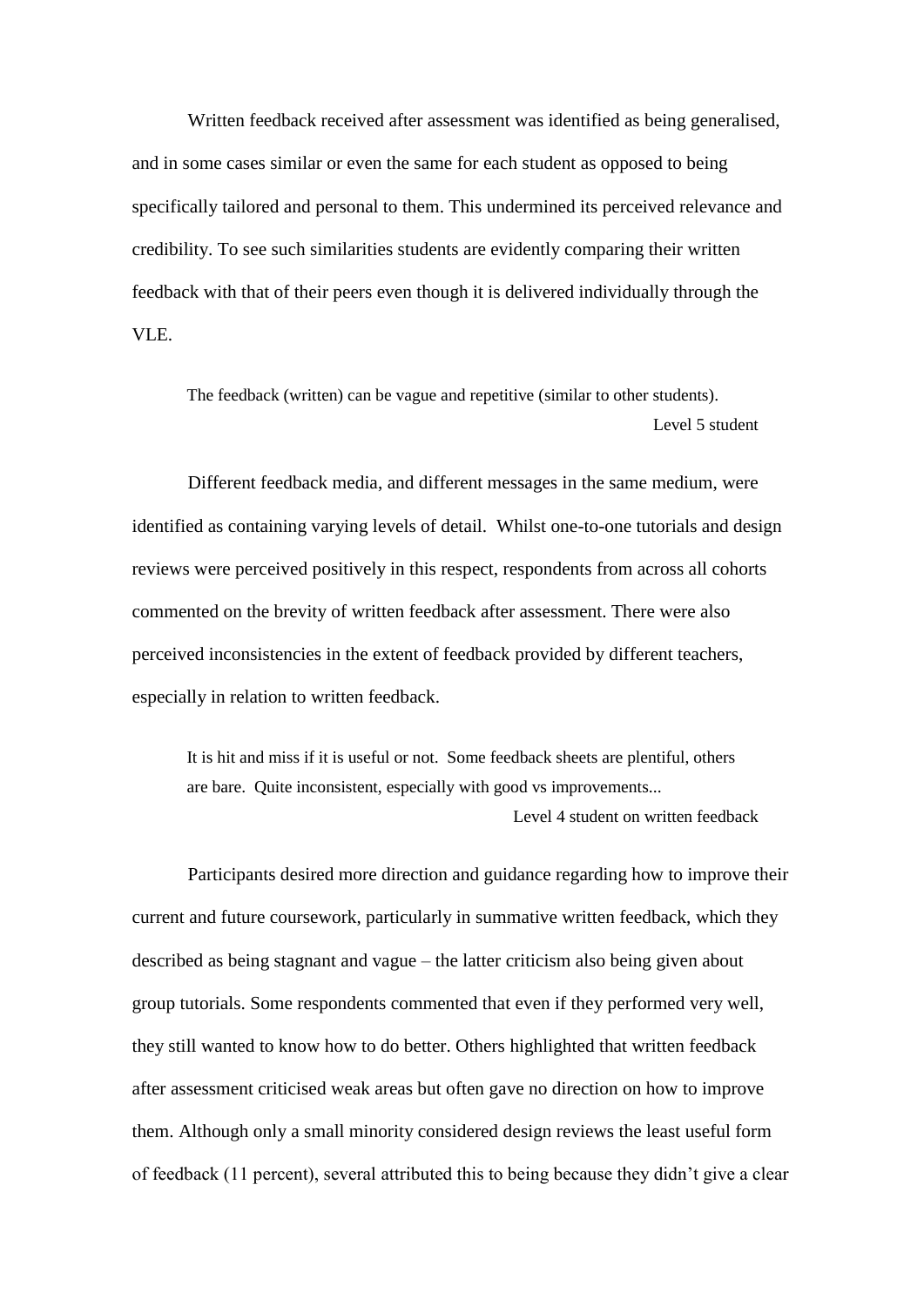Written feedback received after assessment was identified as being generalised, and in some cases similar or even the same for each student as opposed to being specifically tailored and personal to them. This undermined its perceived relevance and credibility. To see such similarities students are evidently comparing their written feedback with that of their peers even though it is delivered individually through the VLE.

> The feedback (written) can be vague and repetitive (similar to other students).
>
> Level 5 student

Different feedback media, and different messages in the same medium, were identified as containing varying levels of detail. Whilst one-to-one tutorials and design reviews were perceived positively in this respect, respondents from across all cohorts commented on the brevity of written feedback after assessment. There were also perceived inconsistencies in the extent of feedback provided by different teachers, especially in relation to written feedback.

> It is hit and miss if it is useful or not. Some feedback sheets are plentiful, others are bare. Quite inconsistent, especially with good vs improvements...
>
> Level 4 student on written feedback

Participants desired more direction and guidance regarding how to improve their current and future coursework, particularly in summative written feedback, which they described as being stagnant and vague – the latter criticism also being given about group tutorials. Some respondents commented that even if they performed very well, they still wanted to know how to do better. Others highlighted that written feedback after assessment criticised weak areas but often gave no direction on how to improve them. Although only a small minority considered design reviews the least useful form of feedback (11 percent), several attributed this to being because they didn't give a clear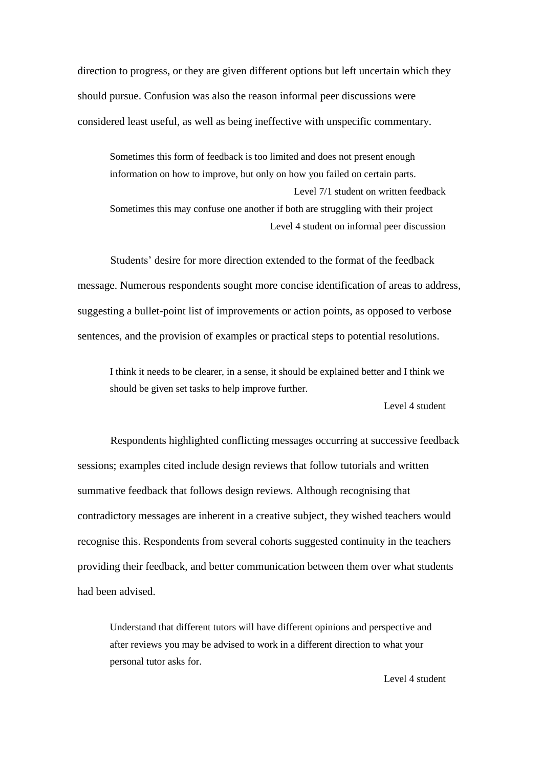direction to progress, or they are given different options but left uncertain which they should pursue. Confusion was also the reason informal peer discussions were considered least useful, as well as being ineffective with unspecific commentary.

> Sometimes this form of feedback is too limited and does not present enough information on how to improve, but only on how you failed on certain parts.
>
> Level 7/1 student on written feedback
>
> Sometimes this may confuse one another if both are struggling with their project
>
> Level 4 student on informal peer discussion

Students' desire for more direction extended to the format of the feedback message. Numerous respondents sought more concise identification of areas to address, suggesting a bullet-point list of improvements or action points, as opposed to verbose sentences, and the provision of examples or practical steps to potential resolutions.

> I think it needs to be clearer, in a sense, it should be explained better and I think we should be given set tasks to help improve further.
>
> Level 4 student

Respondents highlighted conflicting messages occurring at successive feedback sessions; examples cited include design reviews that follow tutorials and written summative feedback that follows design reviews. Although recognising that contradictory messages are inherent in a creative subject, they wished teachers would recognise this. Respondents from several cohorts suggested continuity in the teachers providing their feedback, and better communication between them over what students had been advised.

> Understand that different tutors will have different opinions and perspective and after reviews you may be advised to work in a different direction to what your personal tutor asks for.
>
> Level 4 student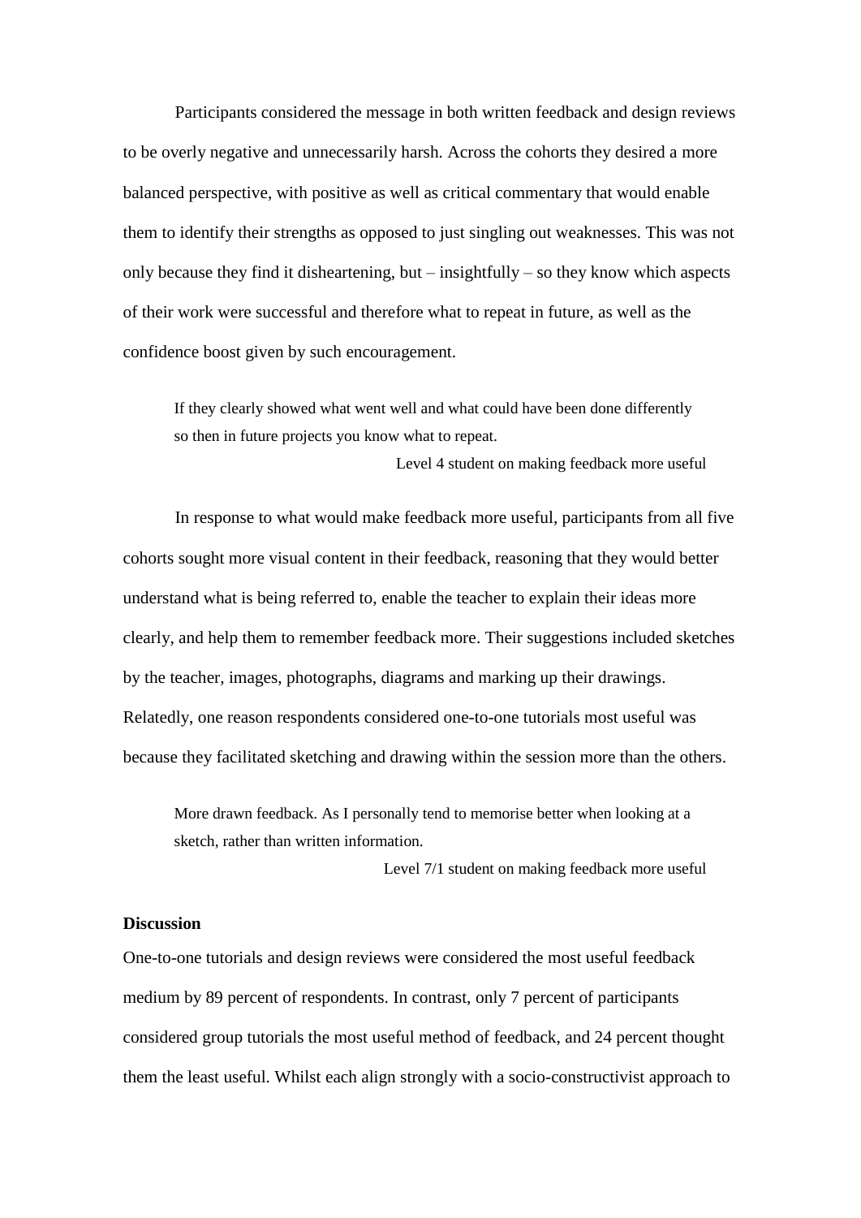Participants considered the message in both written feedback and design reviews to be overly negative and unnecessarily harsh. Across the cohorts they desired a more balanced perspective, with positive as well as critical commentary that would enable them to identify their strengths as opposed to just singling out weaknesses. This was not only because they find it disheartening, but – insightfully – so they know which aspects of their work were successful and therefore what to repeat in future, as well as the confidence boost given by such encouragement.

> If they clearly showed what went well and what could have been done differently so then in future projects you know what to repeat.
>
> Level 4 student on making feedback more useful

In response to what would make feedback more useful, participants from all five cohorts sought more visual content in their feedback, reasoning that they would better understand what is being referred to, enable the teacher to explain their ideas more clearly, and help them to remember feedback more. Their suggestions included sketches by the teacher, images, photographs, diagrams and marking up their drawings. Relatedly, one reason respondents considered one-to-one tutorials most useful was because they facilitated sketching and drawing within the session more than the others.

> More drawn feedback. As I personally tend to memorise better when looking at a sketch, rather than written information.
>
> Level 7/1 student on making feedback more useful

### Discussion

One-to-one tutorials and design reviews were considered the most useful feedback medium by 89 percent of respondents. In contrast, only 7 percent of participants considered group tutorials the most useful method of feedback, and 24 percent thought them the least useful. Whilst each align strongly with a socio-constructivist approach to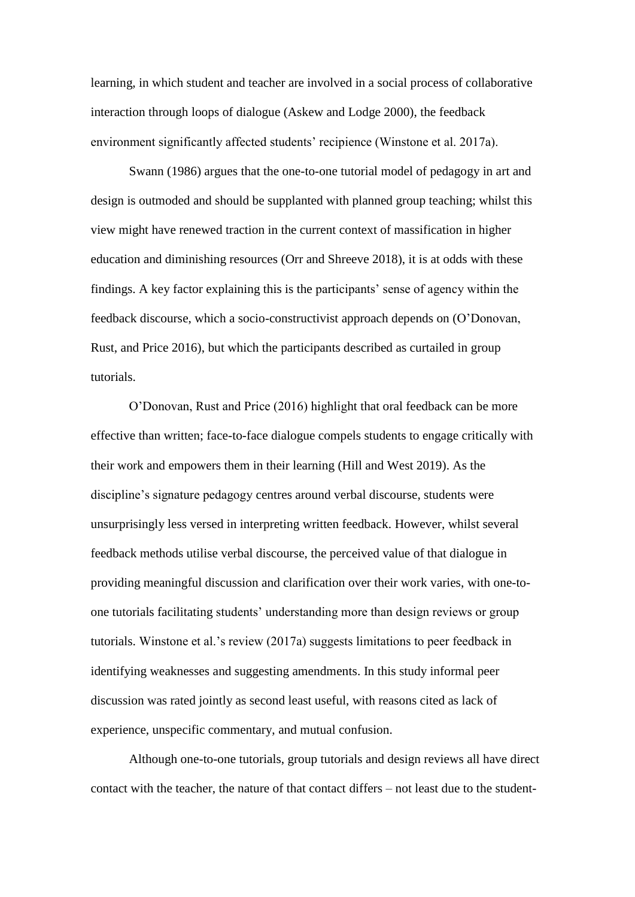learning, in which student and teacher are involved in a social process of collaborative interaction through loops of dialogue (Askew and Lodge 2000), the feedback environment significantly affected students' recipience (Winstone et al. 2017a).

Swann (1986) argues that the one-to-one tutorial model of pedagogy in art and design is outmoded and should be supplanted with planned group teaching; whilst this view might have renewed traction in the current context of massification in higher education and diminishing resources (Orr and Shreeve 2018), it is at odds with these findings. A key factor explaining this is the participants' sense of agency within the feedback discourse, which a socio-constructivist approach depends on (O'Donovan, Rust, and Price 2016), but which the participants described as curtailed in group tutorials.

O'Donovan, Rust and Price (2016) highlight that oral feedback can be more effective than written; face-to-face dialogue compels students to engage critically with their work and empowers them in their learning (Hill and West 2019). As the discipline's signature pedagogy centres around verbal discourse, students were unsurprisingly less versed in interpreting written feedback. However, whilst several feedback methods utilise verbal discourse, the perceived value of that dialogue in providing meaningful discussion and clarification over their work varies, with one-to-one tutorials facilitating students' understanding more than design reviews or group tutorials. Winstone et al.'s review (2017a) suggests limitations to peer feedback in identifying weaknesses and suggesting amendments. In this study informal peer discussion was rated jointly as second least useful, with reasons cited as lack of experience, unspecific commentary, and mutual confusion.

Although one-to-one tutorials, group tutorials and design reviews all have direct contact with the teacher, the nature of that contact differs – not least due to the student-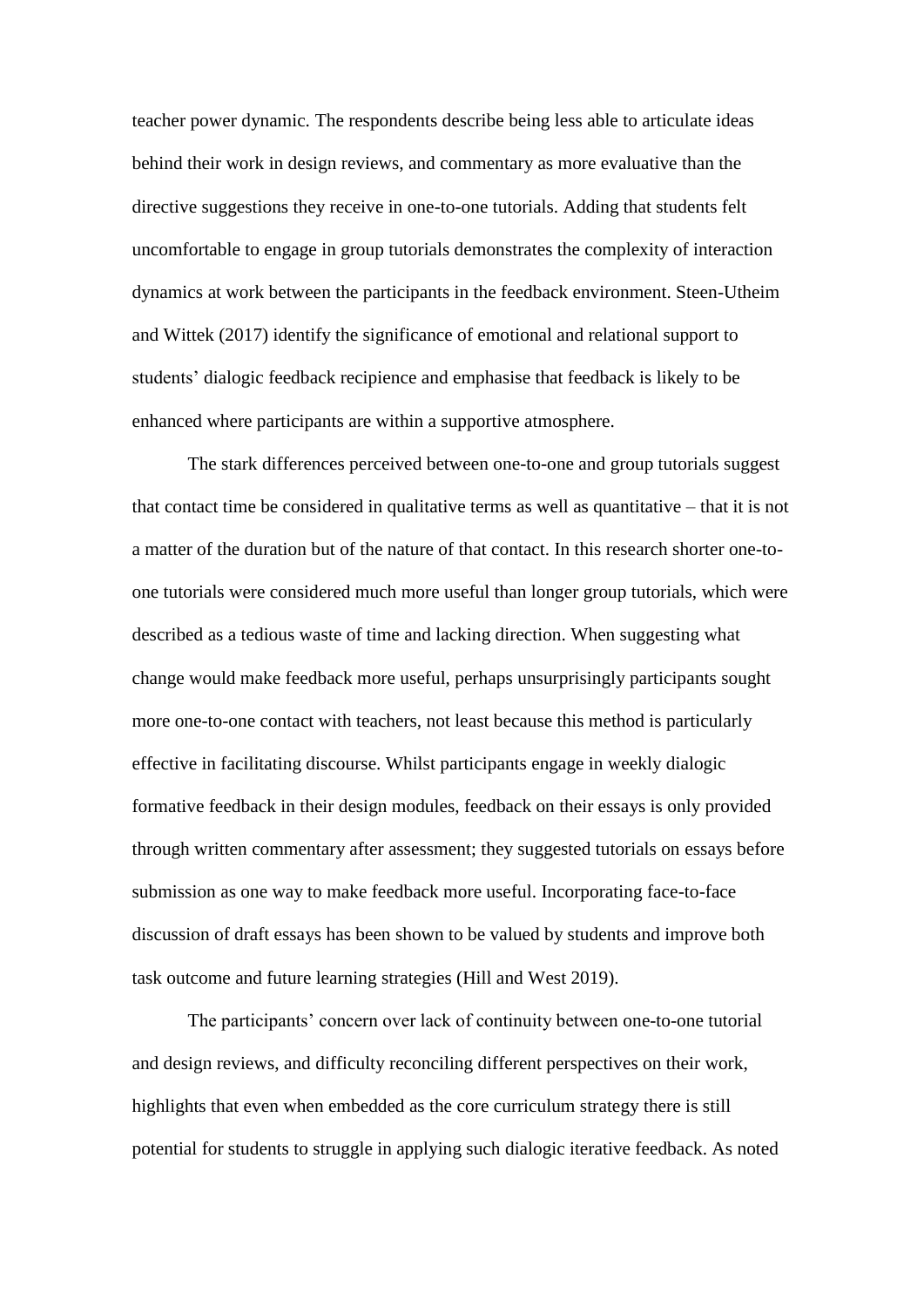teacher power dynamic. The respondents describe being less able to articulate ideas behind their work in design reviews, and commentary as more evaluative than the directive suggestions they receive in one-to-one tutorials. Adding that students felt uncomfortable to engage in group tutorials demonstrates the complexity of interaction dynamics at work between the participants in the feedback environment. Steen-Utheim and Wittek (2017) identify the significance of emotional and relational support to students' dialogic feedback recipience and emphasise that feedback is likely to be enhanced where participants are within a supportive atmosphere.

The stark differences perceived between one-to-one and group tutorials suggest that contact time be considered in qualitative terms as well as quantitative – that it is not a matter of the duration but of the nature of that contact. In this research shorter one-to-one tutorials were considered much more useful than longer group tutorials, which were described as a tedious waste of time and lacking direction. When suggesting what change would make feedback more useful, perhaps unsurprisingly participants sought more one-to-one contact with teachers, not least because this method is particularly effective in facilitating discourse. Whilst participants engage in weekly dialogic formative feedback in their design modules, feedback on their essays is only provided through written commentary after assessment; they suggested tutorials on essays before submission as one way to make feedback more useful. Incorporating face-to-face discussion of draft essays has been shown to be valued by students and improve both task outcome and future learning strategies (Hill and West 2019).

The participants' concern over lack of continuity between one-to-one tutorial and design reviews, and difficulty reconciling different perspectives on their work, highlights that even when embedded as the core curriculum strategy there is still potential for students to struggle in applying such dialogic iterative feedback. As noted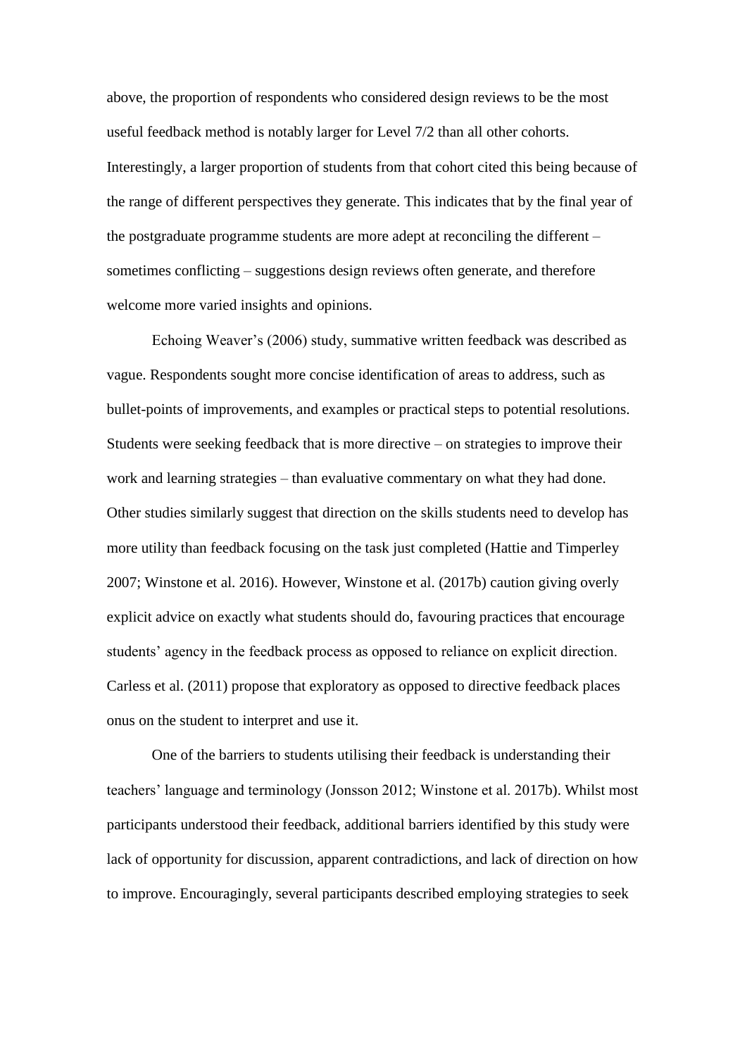above, the proportion of respondents who considered design reviews to be the most useful feedback method is notably larger for Level 7/2 than all other cohorts. Interestingly, a larger proportion of students from that cohort cited this being because of the range of different perspectives they generate. This indicates that by the final year of the postgraduate programme students are more adept at reconciling the different – sometimes conflicting – suggestions design reviews often generate, and therefore welcome more varied insights and opinions.

Echoing Weaver's (2006) study, summative written feedback was described as vague. Respondents sought more concise identification of areas to address, such as bullet-points of improvements, and examples or practical steps to potential resolutions. Students were seeking feedback that is more directive – on strategies to improve their work and learning strategies – than evaluative commentary on what they had done. Other studies similarly suggest that direction on the skills students need to develop has more utility than feedback focusing on the task just completed (Hattie and Timperley 2007; Winstone et al. 2016). However, Winstone et al. (2017b) caution giving overly explicit advice on exactly what students should do, favouring practices that encourage students' agency in the feedback process as opposed to reliance on explicit direction. Carless et al. (2011) propose that exploratory as opposed to directive feedback places onus on the student to interpret and use it.

One of the barriers to students utilising their feedback is understanding their teachers' language and terminology (Jonsson 2012; Winstone et al. 2017b). Whilst most participants understood their feedback, additional barriers identified by this study were lack of opportunity for discussion, apparent contradictions, and lack of direction on how to improve. Encouragingly, several participants described employing strategies to seek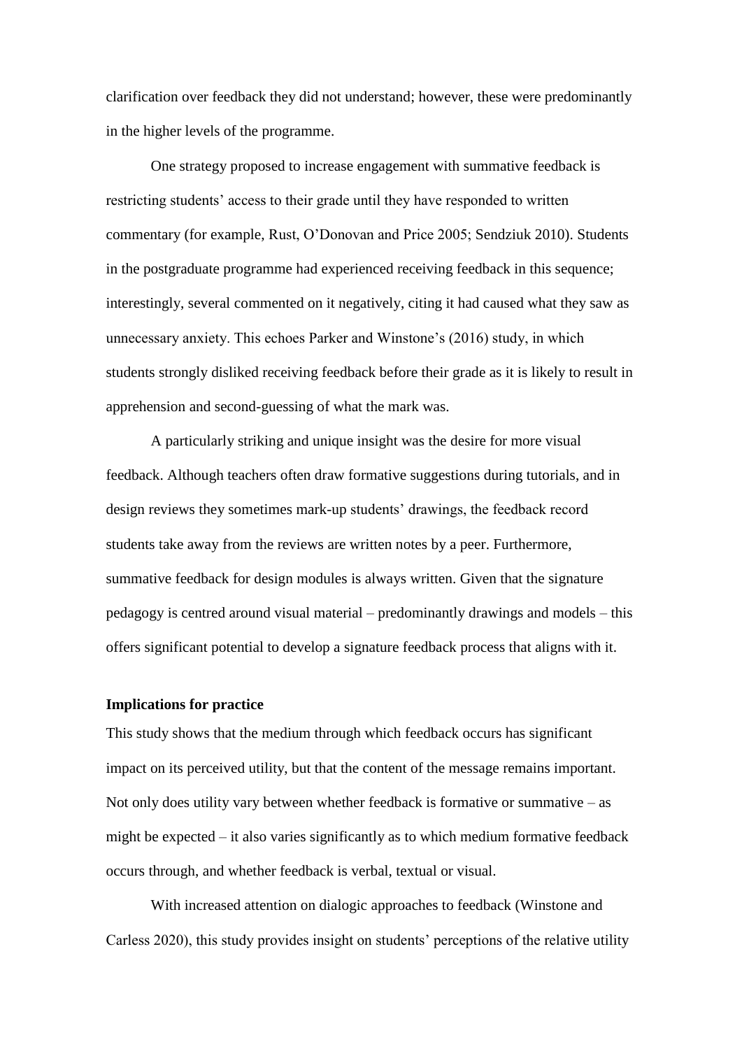clarification over feedback they did not understand; however, these were predominantly in the higher levels of the programme.

One strategy proposed to increase engagement with summative feedback is restricting students' access to their grade until they have responded to written commentary (for example, Rust, O'Donovan and Price 2005; Sendziuk 2010). Students in the postgraduate programme had experienced receiving feedback in this sequence; interestingly, several commented on it negatively, citing it had caused what they saw as unnecessary anxiety. This echoes Parker and Winstone's (2016) study, in which students strongly disliked receiving feedback before their grade as it is likely to result in apprehension and second-guessing of what the mark was.

A particularly striking and unique insight was the desire for more visual feedback. Although teachers often draw formative suggestions during tutorials, and in design reviews they sometimes mark-up students' drawings, the feedback record students take away from the reviews are written notes by a peer. Furthermore, summative feedback for design modules is always written. Given that the signature pedagogy is centred around visual material – predominantly drawings and models – this offers significant potential to develop a signature feedback process that aligns with it.

**Implications for practice**

This study shows that the medium through which feedback occurs has significant impact on its perceived utility, but that the content of the message remains important. Not only does utility vary between whether feedback is formative or summative – as might be expected – it also varies significantly as to which medium formative feedback occurs through, and whether feedback is verbal, textual or visual.

With increased attention on dialogic approaches to feedback (Winstone and Carless 2020), this study provides insight on students' perceptions of the relative utility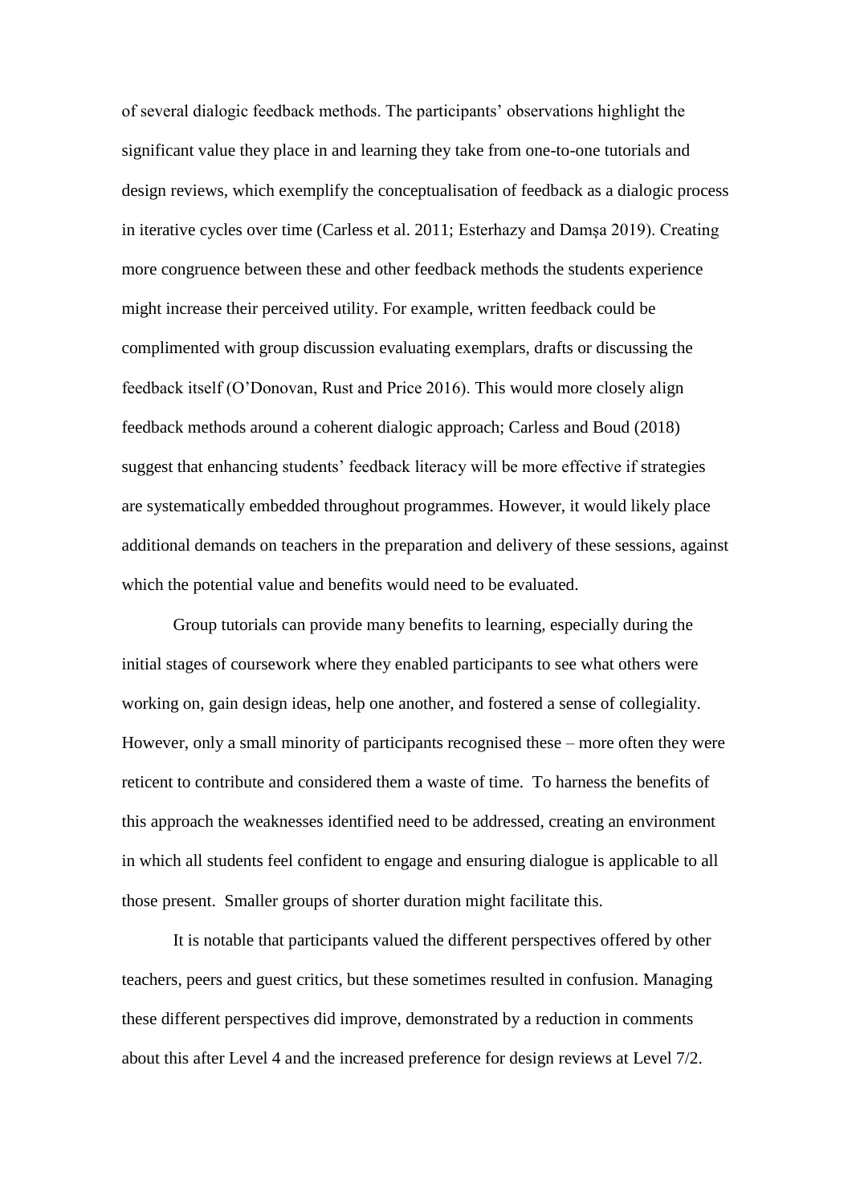of several dialogic feedback methods. The participants' observations highlight the significant value they place in and learning they take from one-to-one tutorials and design reviews, which exemplify the conceptualisation of feedback as a dialogic process in iterative cycles over time (Carless et al. 2011; Esterhazy and Damşa 2019). Creating more congruence between these and other feedback methods the students experience might increase their perceived utility. For example, written feedback could be complimented with group discussion evaluating exemplars, drafts or discussing the feedback itself (O'Donovan, Rust and Price 2016). This would more closely align feedback methods around a coherent dialogic approach; Carless and Boud (2018) suggest that enhancing students' feedback literacy will be more effective if strategies are systematically embedded throughout programmes. However, it would likely place additional demands on teachers in the preparation and delivery of these sessions, against which the potential value and benefits would need to be evaluated.

Group tutorials can provide many benefits to learning, especially during the initial stages of coursework where they enabled participants to see what others were working on, gain design ideas, help one another, and fostered a sense of collegiality. However, only a small minority of participants recognised these – more often they were reticent to contribute and considered them a waste of time. To harness the benefits of this approach the weaknesses identified need to be addressed, creating an environment in which all students feel confident to engage and ensuring dialogue is applicable to all those present. Smaller groups of shorter duration might facilitate this.

It is notable that participants valued the different perspectives offered by other teachers, peers and guest critics, but these sometimes resulted in confusion. Managing these different perspectives did improve, demonstrated by a reduction in comments about this after Level 4 and the increased preference for design reviews at Level 7/2.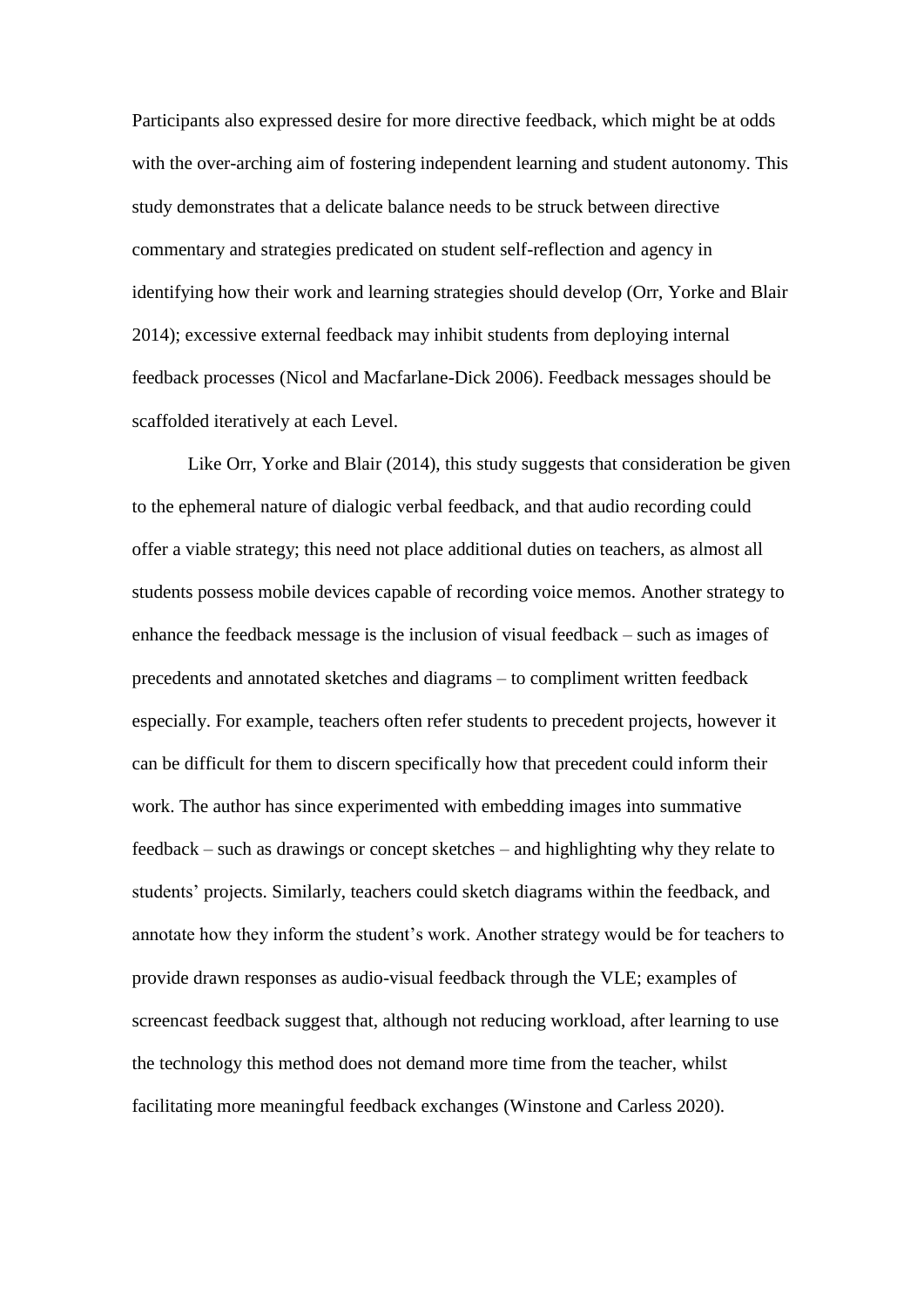Participants also expressed desire for more directive feedback, which might be at odds with the over-arching aim of fostering independent learning and student autonomy. This study demonstrates that a delicate balance needs to be struck between directive commentary and strategies predicated on student self-reflection and agency in identifying how their work and learning strategies should develop (Orr, Yorke and Blair 2014); excessive external feedback may inhibit students from deploying internal feedback processes (Nicol and Macfarlane-Dick 2006). Feedback messages should be scaffolded iteratively at each Level.

Like Orr, Yorke and Blair (2014), this study suggests that consideration be given to the ephemeral nature of dialogic verbal feedback, and that audio recording could offer a viable strategy; this need not place additional duties on teachers, as almost all students possess mobile devices capable of recording voice memos. Another strategy to enhance the feedback message is the inclusion of visual feedback – such as images of precedents and annotated sketches and diagrams – to compliment written feedback especially. For example, teachers often refer students to precedent projects, however it can be difficult for them to discern specifically how that precedent could inform their work. The author has since experimented with embedding images into summative feedback – such as drawings or concept sketches – and highlighting why they relate to students' projects. Similarly, teachers could sketch diagrams within the feedback, and annotate how they inform the student's work. Another strategy would be for teachers to provide drawn responses as audio-visual feedback through the VLE; examples of screencast feedback suggest that, although not reducing workload, after learning to use the technology this method does not demand more time from the teacher, whilst facilitating more meaningful feedback exchanges (Winstone and Carless 2020).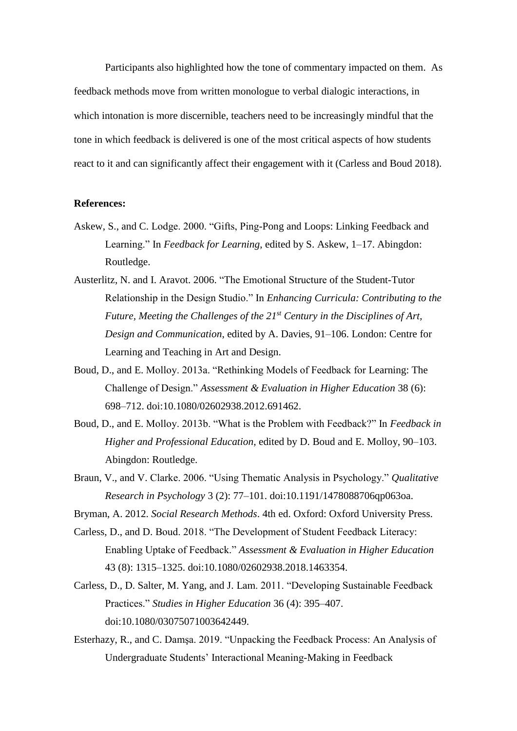Participants also highlighted how the tone of commentary impacted on them. As feedback methods move from written monologue to verbal dialogic interactions, in which intonation is more discernible, teachers need to be increasingly mindful that the tone in which feedback is delivered is one of the most critical aspects of how students react to it and can significantly affect their engagement with it (Carless and Boud 2018).

**References:**

Askew, S., and C. Lodge. 2000. "Gifts, Ping-Pong and Loops: Linking Feedback and Learning." In *Feedback for Learning*, edited by S. Askew, 1–17. Abingdon: Routledge.

Austerlitz, N. and I. Aravot. 2006. "The Emotional Structure of the Student-Tutor Relationship in the Design Studio." In *Enhancing Curricula: Contributing to the Future, Meeting the Challenges of the 21st Century in the Disciplines of Art, Design and Communication*, edited by A. Davies, 91–106. London: Centre for Learning and Teaching in Art and Design.

Boud, D., and E. Molloy. 2013a. "Rethinking Models of Feedback for Learning: The Challenge of Design." *Assessment & Evaluation in Higher Education* 38 (6): 698–712. doi:10.1080/02602938.2012.691462.

Boud, D., and E. Molloy. 2013b. "What is the Problem with Feedback?" In *Feedback in Higher and Professional Education*, edited by D. Boud and E. Molloy, 90–103. Abingdon: Routledge.

Braun, V., and V. Clarke. 2006. "Using Thematic Analysis in Psychology." *Qualitative Research in Psychology* 3 (2): 77–101. doi:10.1191/1478088706qp063oa.

Bryman, A. 2012. *Social Research Methods*. 4th ed. Oxford: Oxford University Press.

Carless, D., and D. Boud. 2018. "The Development of Student Feedback Literacy: Enabling Uptake of Feedback." *Assessment & Evaluation in Higher Education* 43 (8): 1315–1325. doi:10.1080/02602938.2018.1463354.

Carless, D., D. Salter, M. Yang, and J. Lam. 2011. "Developing Sustainable Feedback Practices." *Studies in Higher Education* 36 (4): 395–407. doi:10.1080/03075071003642449.

Esterhazy, R., and C. Damşa. 2019. "Unpacking the Feedback Process: An Analysis of Undergraduate Students' Interactional Meaning-Making in Feedback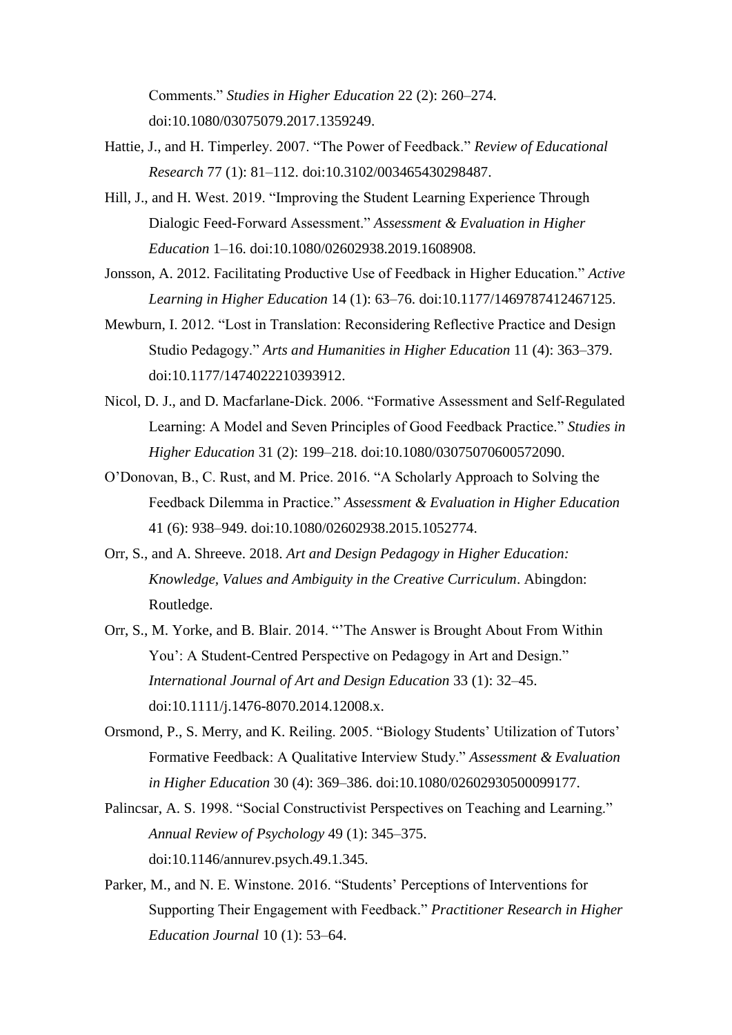Comments." *Studies in Higher Education* 22 (2): 260–274. doi:10.1080/03075079.2017.1359249.

Hattie, J., and H. Timperley. 2007. "The Power of Feedback." *Review of Educational Research* 77 (1): 81–112. doi:10.3102/003465430298487.

Hill, J., and H. West. 2019. "Improving the Student Learning Experience Through Dialogic Feed-Forward Assessment." *Assessment & Evaluation in Higher Education* 1–16. doi:10.1080/02602938.2019.1608908.

Jonsson, A. 2012. Facilitating Productive Use of Feedback in Higher Education." *Active Learning in Higher Education* 14 (1): 63–76. doi:10.1177/1469787412467125.

Mewburn, I. 2012. "Lost in Translation: Reconsidering Reflective Practice and Design Studio Pedagogy." *Arts and Humanities in Higher Education* 11 (4): 363–379. doi:10.1177/1474022210393912.

Nicol, D. J., and D. Macfarlane-Dick. 2006. "Formative Assessment and Self-Regulated Learning: A Model and Seven Principles of Good Feedback Practice." *Studies in Higher Education* 31 (2): 199–218. doi:10.1080/03075070600572090.

O'Donovan, B., C. Rust, and M. Price. 2016. "A Scholarly Approach to Solving the Feedback Dilemma in Practice." *Assessment & Evaluation in Higher Education* 41 (6): 938–949. doi:10.1080/02602938.2015.1052774.

Orr, S., and A. Shreeve. 2018. *Art and Design Pedagogy in Higher Education: Knowledge, Values and Ambiguity in the Creative Curriculum*. Abingdon: Routledge.

Orr, S., M. Yorke, and B. Blair. 2014. "'The Answer is Brought About From Within You': A Student-Centred Perspective on Pedagogy in Art and Design." *International Journal of Art and Design Education* 33 (1): 32–45. doi:10.1111/j.1476-8070.2014.12008.x.

Orsmond, P., S. Merry, and K. Reiling. 2005. "Biology Students' Utilization of Tutors' Formative Feedback: A Qualitative Interview Study." *Assessment & Evaluation in Higher Education* 30 (4): 369–386. doi:10.1080/02602930500099177.

Palincsar, A. S. 1998. "Social Constructivist Perspectives on Teaching and Learning." *Annual Review of Psychology* 49 (1): 345–375. doi:10.1146/annurev.psych.49.1.345.

Parker, M., and N. E. Winstone. 2016. "Students' Perceptions of Interventions for Supporting Their Engagement with Feedback." *Practitioner Research in Higher Education Journal* 10 (1): 53–64.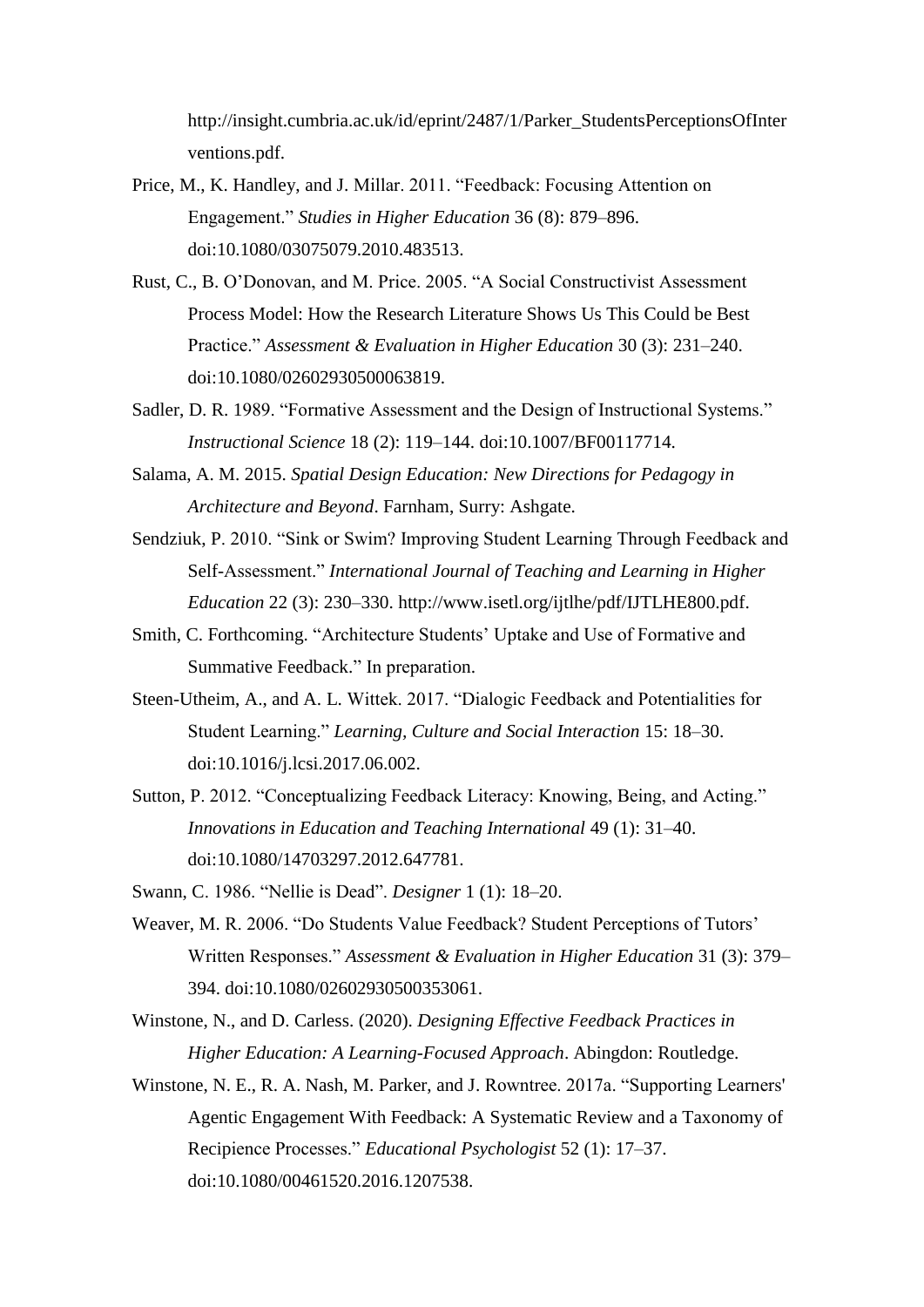http://insight.cumbria.ac.uk/id/eprint/2487/1/Parker_StudentsPerceptionsOfInterventions.pdf.

Price, M., K. Handley, and J. Millar. 2011. “Feedback: Focusing Attention on Engagement.” *Studies in Higher Education* 36 (8): 879–896. doi:10.1080/03075079.2010.483513.

Rust, C., B. O’Donovan, and M. Price. 2005. “A Social Constructivist Assessment Process Model: How the Research Literature Shows Us This Could be Best Practice.” *Assessment & Evaluation in Higher Education* 30 (3): 231–240. doi:10.1080/02602930500063819.

Sadler, D. R. 1989. “Formative Assessment and the Design of Instructional Systems.” *Instructional Science* 18 (2): 119–144. doi:10.1007/BF00117714.

Salama, A. M. 2015. *Spatial Design Education: New Directions for Pedagogy in Architecture and Beyond*. Farnham, Surry: Ashgate.

Sendziuk, P. 2010. “Sink or Swim? Improving Student Learning Through Feedback and Self-Assessment.” *International Journal of Teaching and Learning in Higher Education* 22 (3): 230–330. http://www.isetl.org/ijtlhe/pdf/IJTLHE800.pdf.

Smith, C. Forthcoming. “Architecture Students’ Uptake and Use of Formative and Summative Feedback.” In preparation.

Steen-Utheim, A., and A. L. Wittek. 2017. “Dialogic Feedback and Potentialities for Student Learning.” *Learning, Culture and Social Interaction* 15: 18–30. doi:10.1016/j.lcsi.2017.06.002.

Sutton, P. 2012. “Conceptualizing Feedback Literacy: Knowing, Being, and Acting.” *Innovations in Education and Teaching International* 49 (1): 31–40. doi:10.1080/14703297.2012.647781.

Swann, C. 1986. “Nellie is Dead”. *Designer* 1 (1): 18–20.

Weaver, M. R. 2006. “Do Students Value Feedback? Student Perceptions of Tutors’ Written Responses.” *Assessment & Evaluation in Higher Education* 31 (3): 379–394. doi:10.1080/02602930500353061.

Winstone, N., and D. Carless. (2020). *Designing Effective Feedback Practices in Higher Education: A Learning-Focused Approach*. Abingdon: Routledge.

Winstone, N. E., R. A. Nash, M. Parker, and J. Rowntree. 2017a. “Supporting Learners' Agentic Engagement With Feedback: A Systematic Review and a Taxonomy of Recipience Processes.” *Educational Psychologist* 52 (1): 17–37. doi:10.1080/00461520.2016.1207538.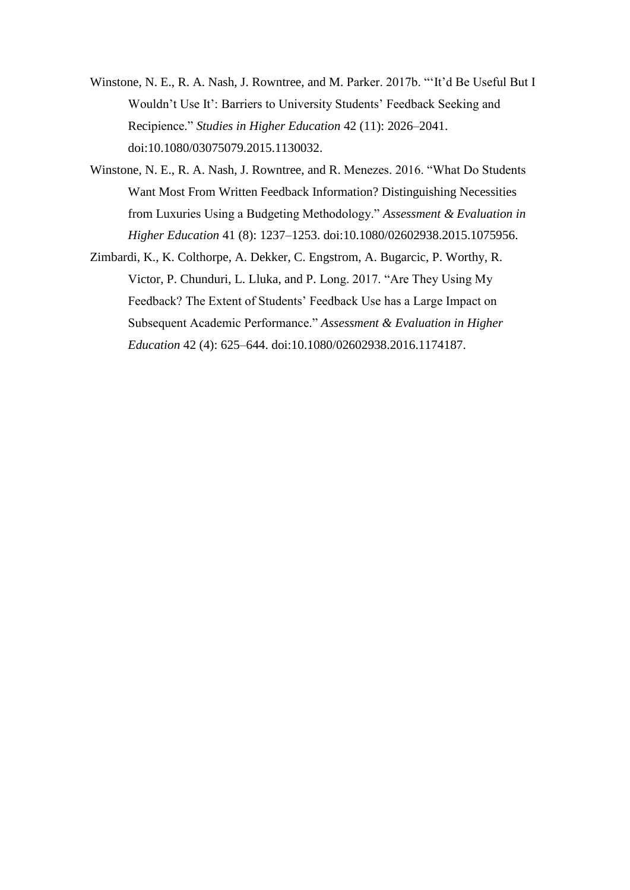Winstone, N. E., R. A. Nash, J. Rowntree, and M. Parker. 2017b. "'It'd Be Useful But I Wouldn't Use It': Barriers to University Students' Feedback Seeking and Recipience." *Studies in Higher Education* 42 (11): 2026–2041. doi:10.1080/03075079.2015.1130032.

Winstone, N. E., R. A. Nash, J. Rowntree, and R. Menezes. 2016. "What Do Students Want Most From Written Feedback Information? Distinguishing Necessities from Luxuries Using a Budgeting Methodology." *Assessment & Evaluation in Higher Education* 41 (8): 1237–1253. doi:10.1080/02602938.2015.1075956.

Zimbardi, K., K. Colthorpe, A. Dekker, C. Engstrom, A. Bugarcic, P. Worthy, R. Victor, P. Chunduri, L. Lluka, and P. Long. 2017. "Are They Using My Feedback? The Extent of Students' Feedback Use has a Large Impact on Subsequent Academic Performance." *Assessment & Evaluation in Higher Education* 42 (4): 625–644. doi:10.1080/02602938.2016.1174187.